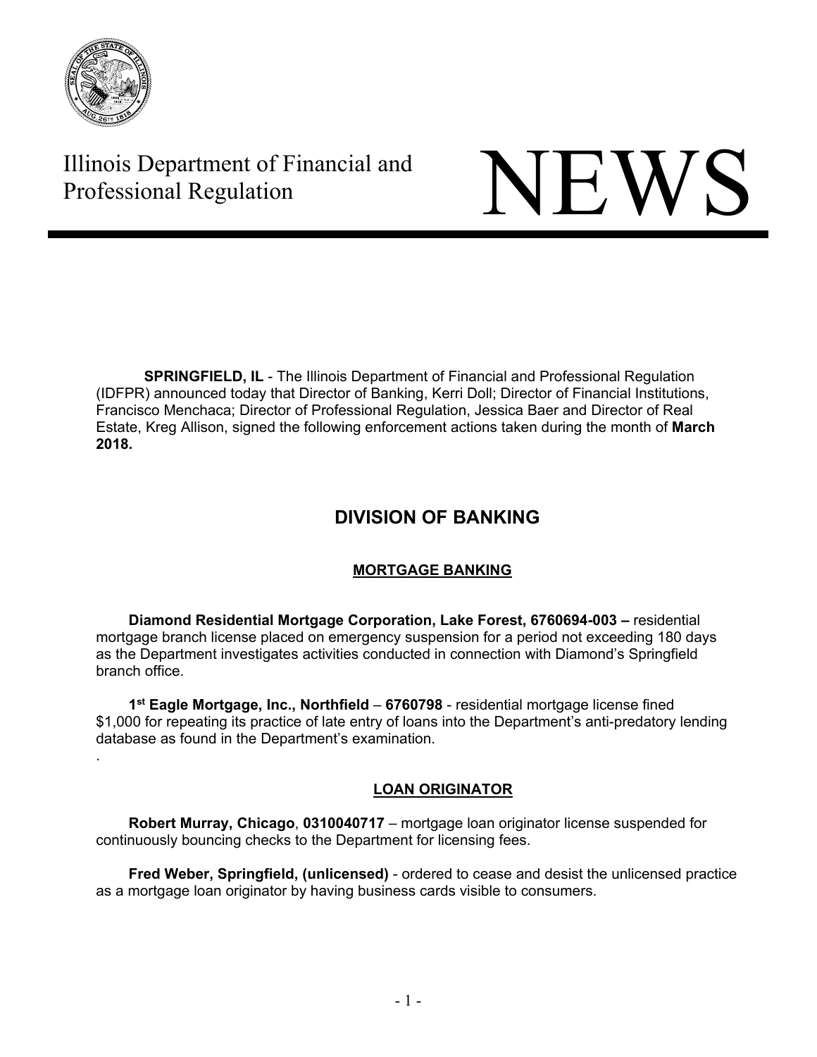Illinois Department of Financial and Professional Regulation

# NEWS

**SPRINGFIELD, IL** - The Illinois Department of Financial and Professional Regulation (IDFPR) announced today that Director of Banking, Kerri Doll; Director of Financial Institutions, Francisco Menchaca; Director of Professional Regulation, Jessica Baer and Director of Real Estate, Kreg Allison, signed the following enforcement actions taken during the month of **March 2018.**

## DIVISION OF BANKING

### MORTGAGE BANKING

**Diamond Residential Mortgage Corporation, Lake Forest, 6760694-003 –** residential mortgage branch license placed on emergency suspension for a period not exceeding 180 days as the Department investigates activities conducted in connection with Diamond's Springfield branch office.

**1st Eagle Mortgage, Inc., Northfield** – **6760798** - residential mortgage license fined $1,000 for repeating its practice of late entry of loans into the Department's anti-predatory lending database as found in the Department's examination.

.

### LOAN ORIGINATOR

**Robert Murray, Chicago**, **0310040717** – mortgage loan originator license suspended for continuously bouncing checks to the Department for licensing fees.

**Fred Weber, Springfield, (unlicensed)** - ordered to cease and desist the unlicensed practice as a mortgage loan originator by having business cards visible to consumers.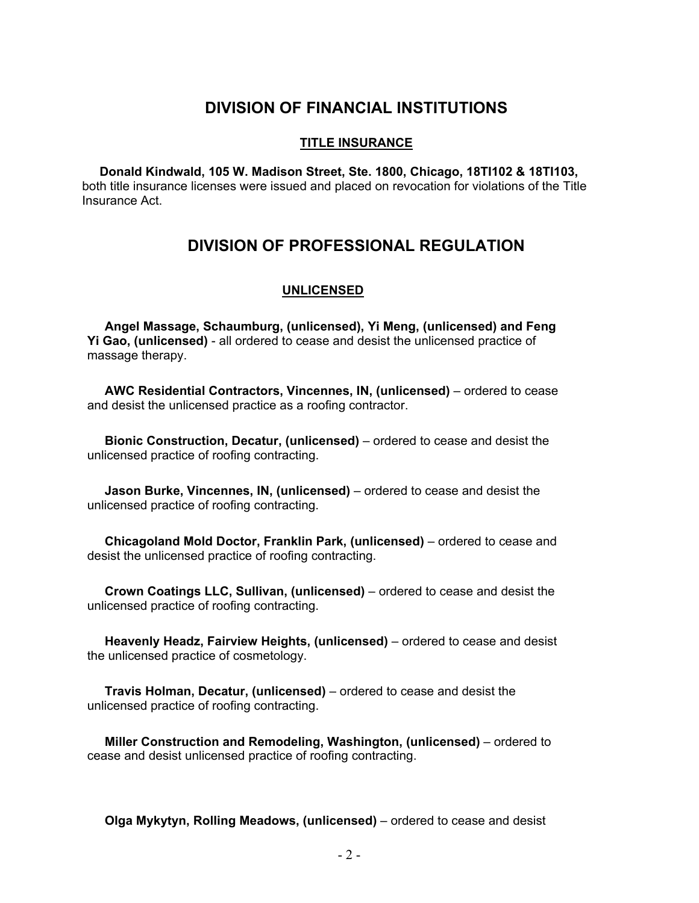## DIVISION OF FINANCIAL INSTITUTIONS

### TITLE INSURANCE

**Donald Kindwald, 105 W. Madison Street, Ste. 1800, Chicago, 18TI102 & 18TI103,** both title insurance licenses were issued and placed on revocation for violations of the Title Insurance Act.

## DIVISION OF PROFESSIONAL REGULATION

### UNLICENSED

**Angel Massage, Schaumburg, (unlicensed), Yi Meng, (unlicensed) and Feng Yi Gao, (unlicensed)** - all ordered to cease and desist the unlicensed practice of massage therapy.

**AWC Residential Contractors, Vincennes, IN, (unlicensed)** – ordered to cease and desist the unlicensed practice as a roofing contractor.

**Bionic Construction, Decatur, (unlicensed)** – ordered to cease and desist the unlicensed practice of roofing contracting.

**Jason Burke, Vincennes, IN, (unlicensed)** – ordered to cease and desist the unlicensed practice of roofing contracting.

**Chicagoland Mold Doctor, Franklin Park, (unlicensed)** – ordered to cease and desist the unlicensed practice of roofing contracting.

**Crown Coatings LLC, Sullivan, (unlicensed)** – ordered to cease and desist the unlicensed practice of roofing contracting.

**Heavenly Headz, Fairview Heights, (unlicensed)** – ordered to cease and desist the unlicensed practice of cosmetology.

**Travis Holman, Decatur, (unlicensed)** – ordered to cease and desist the unlicensed practice of roofing contracting.

**Miller Construction and Remodeling, Washington, (unlicensed)** – ordered to cease and desist unlicensed practice of roofing contracting.

**Olga Mykytyn, Rolling Meadows, (unlicensed)** – ordered to cease and desist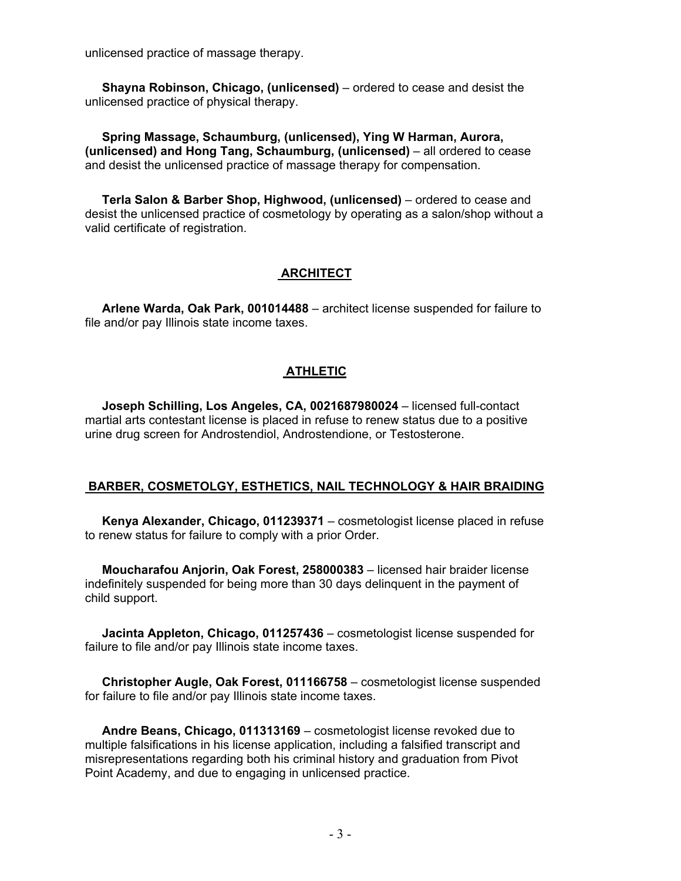unlicensed practice of massage therapy.

**Shayna Robinson, Chicago, (unlicensed)** – ordered to cease and desist the unlicensed practice of physical therapy.

**Spring Massage, Schaumburg, (unlicensed), Ying W Harman, Aurora, (unlicensed) and Hong Tang, Schaumburg, (unlicensed)** – all ordered to cease and desist the unlicensed practice of massage therapy for compensation.

**Terla Salon & Barber Shop, Highwood, (unlicensed)** – ordered to cease and desist the unlicensed practice of cosmetology by operating as a salon/shop without a valid certificate of registration.

## ARCHITECT

**Arlene Warda, Oak Park, 001014488** – architect license suspended for failure to file and/or pay Illinois state income taxes.

## ATHLETIC

**Joseph Schilling, Los Angeles, CA, 0021687980024** – licensed full-contact martial arts contestant license is placed in refuse to renew status due to a positive urine drug screen for Androstendiol, Androstendione, or Testosterone.

## BARBER, COSMETOLGY, ESTHETICS, NAIL TECHNOLOGY & HAIR BRAIDING

**Kenya Alexander, Chicago, 011239371** – cosmetologist license placed in refuse to renew status for failure to comply with a prior Order.

**Moucharafou Anjorin, Oak Forest, 258000383** – licensed hair braider license indefinitely suspended for being more than 30 days delinquent in the payment of child support.

**Jacinta Appleton, Chicago, 011257436** – cosmetologist license suspended for failure to file and/or pay Illinois state income taxes.

**Christopher Augle, Oak Forest, 011166758** – cosmetologist license suspended for failure to file and/or pay Illinois state income taxes.

**Andre Beans, Chicago, 011313169** – cosmetologist license revoked due to multiple falsifications in his license application, including a falsified transcript and misrepresentations regarding both his criminal history and graduation from Pivot Point Academy, and due to engaging in unlicensed practice.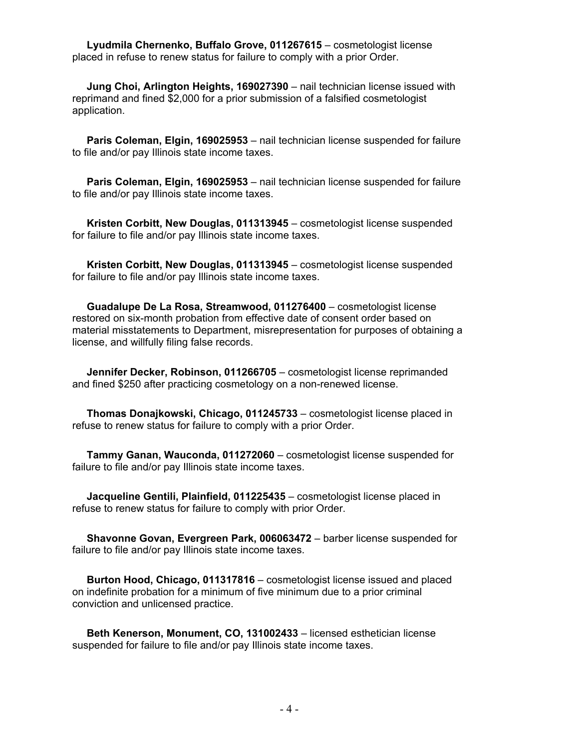**Lyudmila Chernenko, Buffalo Grove, 011267615** – cosmetologist license placed in refuse to renew status for failure to comply with a prior Order.

**Jung Choi, Arlington Heights, 169027390** – nail technician license issued with reprimand and fined $2,000 for a prior submission of a falsified cosmetologist application.

**Paris Coleman, Elgin, 169025953** – nail technician license suspended for failure to file and/or pay Illinois state income taxes.

**Paris Coleman, Elgin, 169025953** – nail technician license suspended for failure to file and/or pay Illinois state income taxes.

**Kristen Corbitt, New Douglas, 011313945** – cosmetologist license suspended for failure to file and/or pay Illinois state income taxes.

**Kristen Corbitt, New Douglas, 011313945** – cosmetologist license suspended for failure to file and/or pay Illinois state income taxes.

**Guadalupe De La Rosa, Streamwood, 011276400** – cosmetologist license restored on six-month probation from effective date of consent order based on material misstatements to Department, misrepresentation for purposes of obtaining a license, and willfully filing false records.

**Jennifer Decker, Robinson, 011266705** – cosmetologist license reprimanded and fined $250 after practicing cosmetology on a non-renewed license.

**Thomas Donajkowski, Chicago, 011245733** – cosmetologist license placed in refuse to renew status for failure to comply with a prior Order.

**Tammy Ganan, Wauconda, 011272060** – cosmetologist license suspended for failure to file and/or pay Illinois state income taxes.

**Jacqueline Gentili, Plainfield, 011225435** – cosmetologist license placed in refuse to renew status for failure to comply with prior Order.

**Shavonne Govan, Evergreen Park, 006063472** – barber license suspended for failure to file and/or pay Illinois state income taxes.

**Burton Hood, Chicago, 011317816** – cosmetologist license issued and placed on indefinite probation for a minimum of five minimum due to a prior criminal conviction and unlicensed practice.

**Beth Kenerson, Monument, CO, 131002433** – licensed esthetician license suspended for failure to file and/or pay Illinois state income taxes.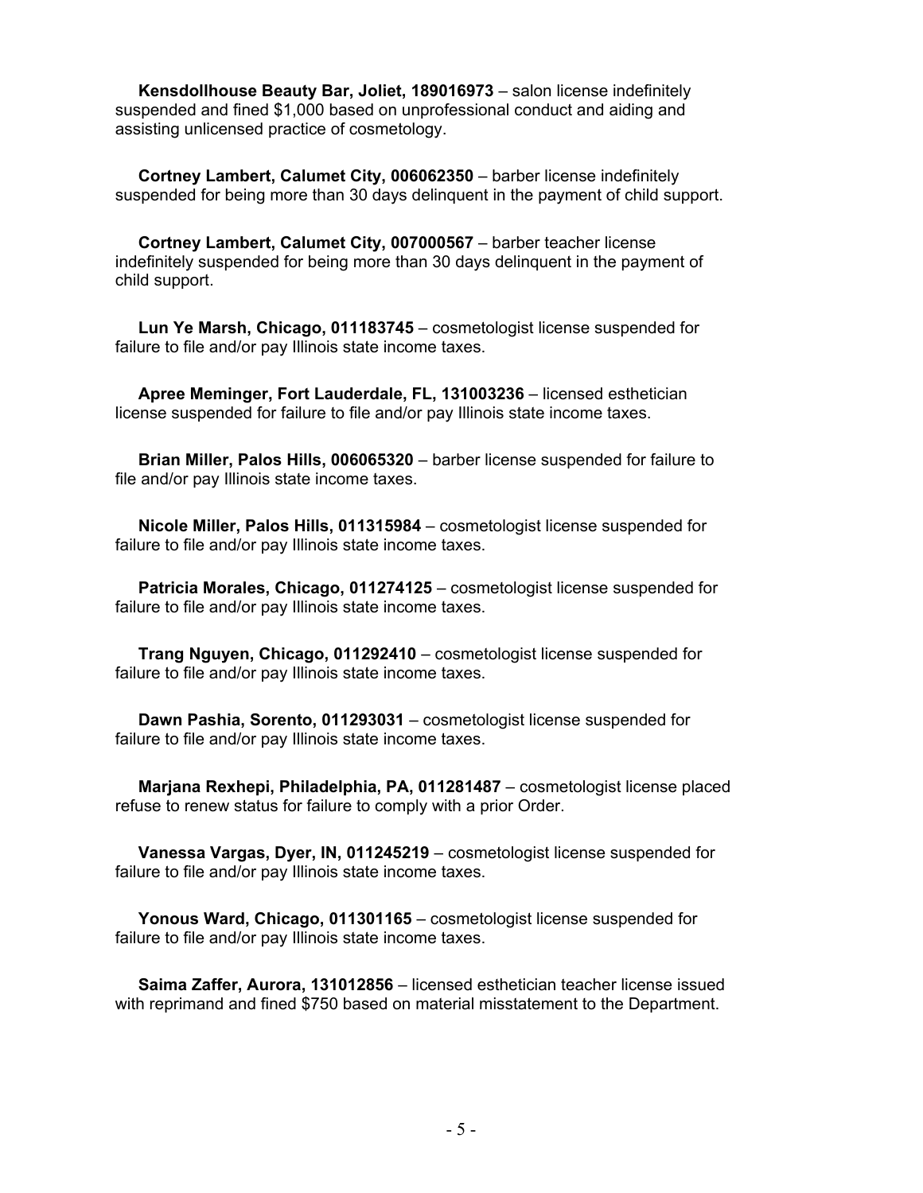**Kensdollhouse Beauty Bar, Joliet, 189016973** – salon license indefinitely suspended and fined $1,000 based on unprofessional conduct and aiding and assisting unlicensed practice of cosmetology.

**Cortney Lambert, Calumet City, 006062350** – barber license indefinitely suspended for being more than 30 days delinquent in the payment of child support.

**Cortney Lambert, Calumet City, 007000567** – barber teacher license indefinitely suspended for being more than 30 days delinquent in the payment of child support.

**Lun Ye Marsh, Chicago, 011183745** – cosmetologist license suspended for failure to file and/or pay Illinois state income taxes.

**Apree Meminger, Fort Lauderdale, FL, 131003236** – licensed esthetician license suspended for failure to file and/or pay Illinois state income taxes.

**Brian Miller, Palos Hills, 006065320** – barber license suspended for failure to file and/or pay Illinois state income taxes.

**Nicole Miller, Palos Hills, 011315984** – cosmetologist license suspended for failure to file and/or pay Illinois state income taxes.

**Patricia Morales, Chicago, 011274125** – cosmetologist license suspended for failure to file and/or pay Illinois state income taxes.

**Trang Nguyen, Chicago, 011292410** – cosmetologist license suspended for failure to file and/or pay Illinois state income taxes.

**Dawn Pashia, Sorento, 011293031** – cosmetologist license suspended for failure to file and/or pay Illinois state income taxes.

**Marjana Rexhepi, Philadelphia, PA, 011281487** – cosmetologist license placed refuse to renew status for failure to comply with a prior Order.

**Vanessa Vargas, Dyer, IN, 011245219** – cosmetologist license suspended for failure to file and/or pay Illinois state income taxes.

**Yonous Ward, Chicago, 011301165** – cosmetologist license suspended for failure to file and/or pay Illinois state income taxes.

**Saima Zaffer, Aurora, 131012856** – licensed esthetician teacher license issued with reprimand and fined $750 based on material misstatement to the Department.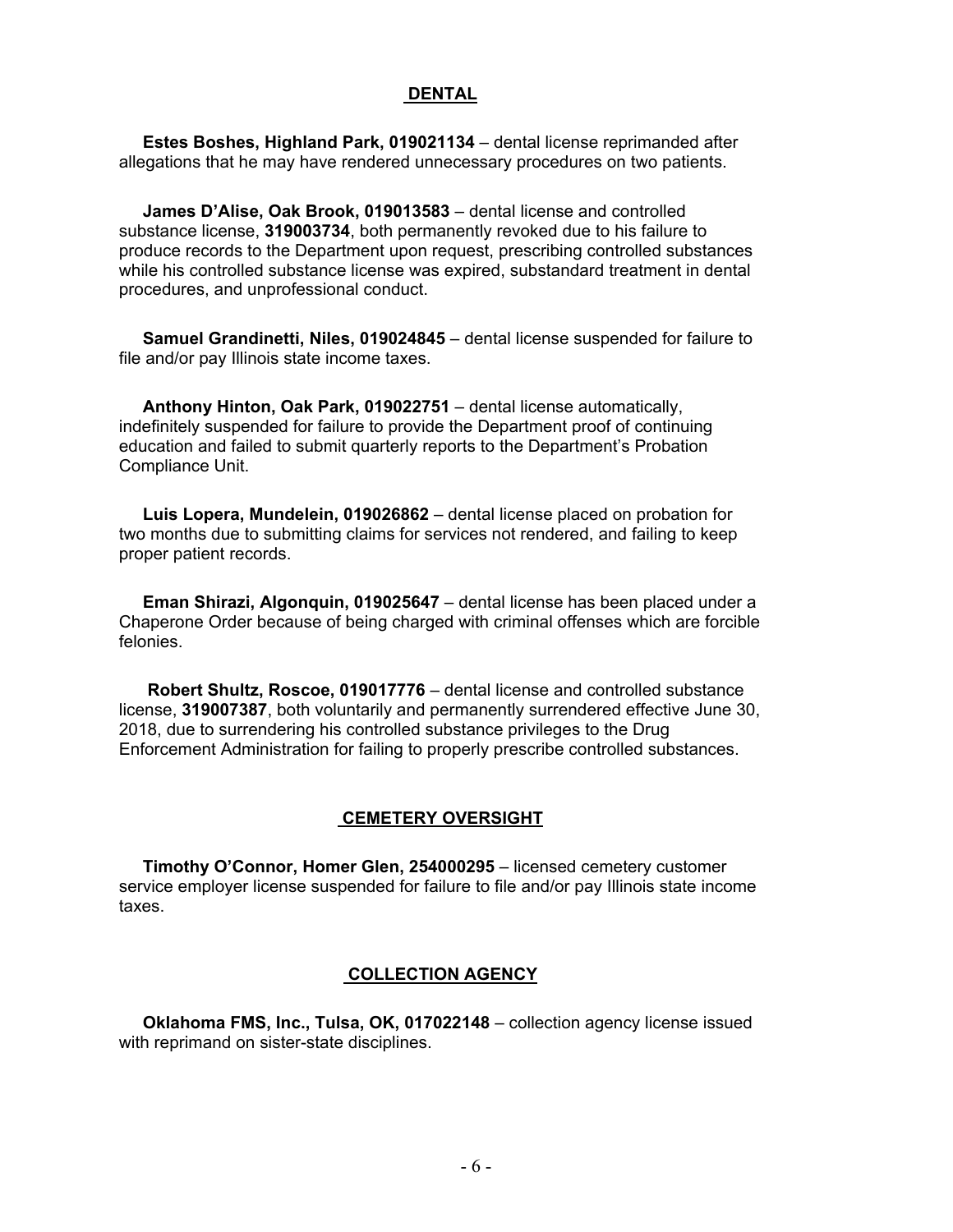## DENTAL

**Estes Boshes, Highland Park, 019021134** – dental license reprimanded after allegations that he may have rendered unnecessary procedures on two patients.

**James D'Alise, Oak Brook, 019013583** – dental license and controlled substance license, **319003734**, both permanently revoked due to his failure to produce records to the Department upon request, prescribing controlled substances while his controlled substance license was expired, substandard treatment in dental procedures, and unprofessional conduct.

**Samuel Grandinetti, Niles, 019024845** – dental license suspended for failure to file and/or pay Illinois state income taxes.

**Anthony Hinton, Oak Park, 019022751** – dental license automatically, indefinitely suspended for failure to provide the Department proof of continuing education and failed to submit quarterly reports to the Department's Probation Compliance Unit.

**Luis Lopera, Mundelein, 019026862** – dental license placed on probation for two months due to submitting claims for services not rendered, and failing to keep proper patient records.

**Eman Shirazi, Algonquin, 019025647** – dental license has been placed under a Chaperone Order because of being charged with criminal offenses which are forcible felonies.

**Robert Shultz, Roscoe, 019017776** – dental license and controlled substance license, **319007387**, both voluntarily and permanently surrendered effective June 30, 2018, due to surrendering his controlled substance privileges to the Drug Enforcement Administration for failing to properly prescribe controlled substances.

## CEMETERY OVERSIGHT

**Timothy O'Connor, Homer Glen, 254000295** – licensed cemetery customer service employer license suspended for failure to file and/or pay Illinois state income taxes.

## COLLECTION AGENCY

**Oklahoma FMS, Inc., Tulsa, OK, 017022148** – collection agency license issued with reprimand on sister-state disciplines.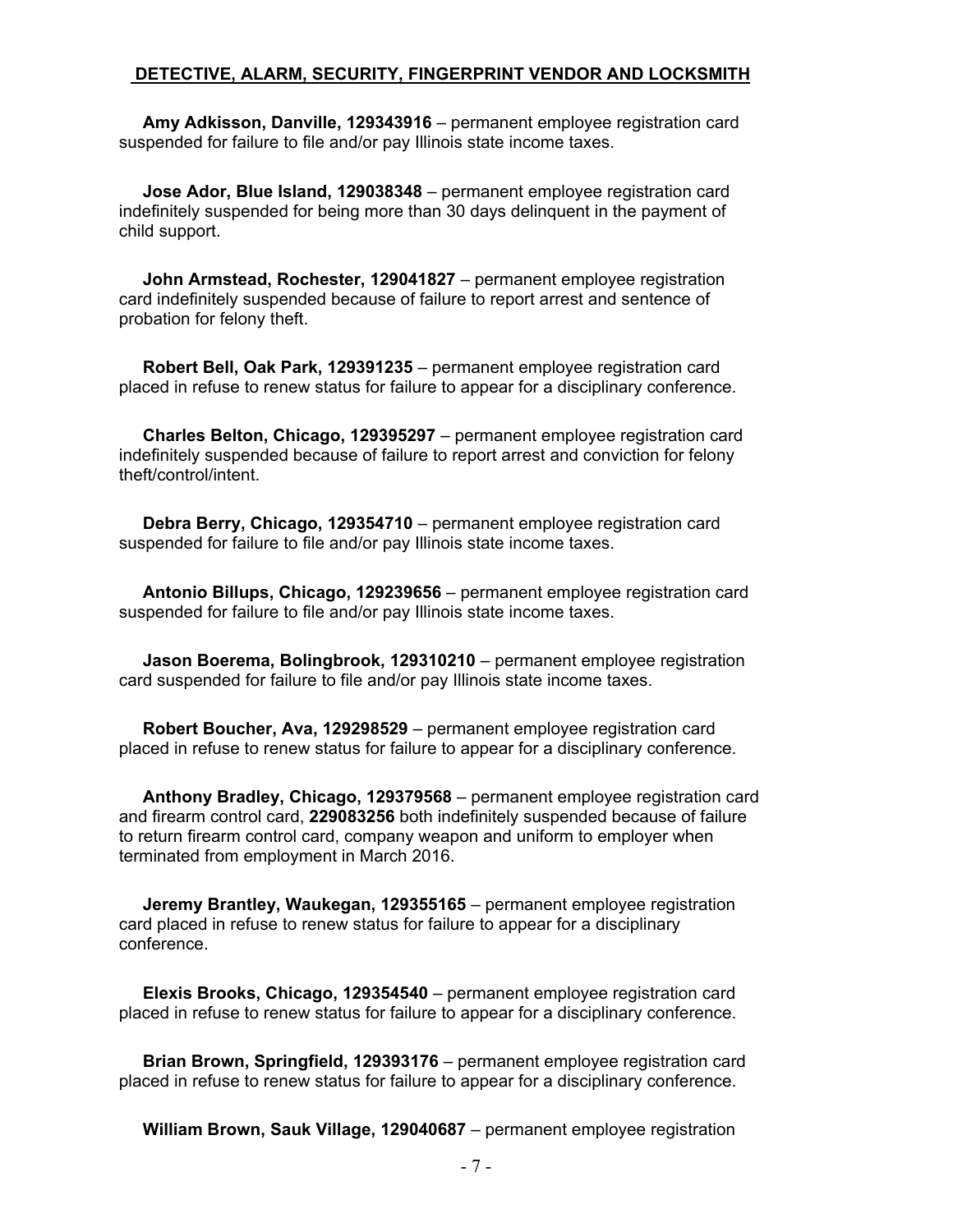**DETECTIVE, ALARM, SECURITY, FINGERPRINT VENDOR AND LOCKSMITH**

**Amy Adkisson, Danville, 129343916** – permanent employee registration card suspended for failure to file and/or pay Illinois state income taxes.

**Jose Ador, Blue Island, 129038348** – permanent employee registration card indefinitely suspended for being more than 30 days delinquent in the payment of child support.

**John Armstead, Rochester, 129041827** – permanent employee registration card indefinitely suspended because of failure to report arrest and sentence of probation for felony theft.

**Robert Bell, Oak Park, 129391235** – permanent employee registration card placed in refuse to renew status for failure to appear for a disciplinary conference.

**Charles Belton, Chicago, 129395297** – permanent employee registration card indefinitely suspended because of failure to report arrest and conviction for felony theft/control/intent.

**Debra Berry, Chicago, 129354710** – permanent employee registration card suspended for failure to file and/or pay Illinois state income taxes.

**Antonio Billups, Chicago, 129239656** – permanent employee registration card suspended for failure to file and/or pay Illinois state income taxes.

**Jason Boerema, Bolingbrook, 129310210** – permanent employee registration card suspended for failure to file and/or pay Illinois state income taxes.

**Robert Boucher, Ava, 129298529** – permanent employee registration card placed in refuse to renew status for failure to appear for a disciplinary conference.

**Anthony Bradley, Chicago, 129379568** – permanent employee registration card and firearm control card, **229083256** both indefinitely suspended because of failure to return firearm control card, company weapon and uniform to employer when terminated from employment in March 2016.

**Jeremy Brantley, Waukegan, 129355165** – permanent employee registration card placed in refuse to renew status for failure to appear for a disciplinary conference.

**Elexis Brooks, Chicago, 129354540** – permanent employee registration card placed in refuse to renew status for failure to appear for a disciplinary conference.

**Brian Brown, Springfield, 129393176** – permanent employee registration card placed in refuse to renew status for failure to appear for a disciplinary conference.

**William Brown, Sauk Village, 129040687** – permanent employee registration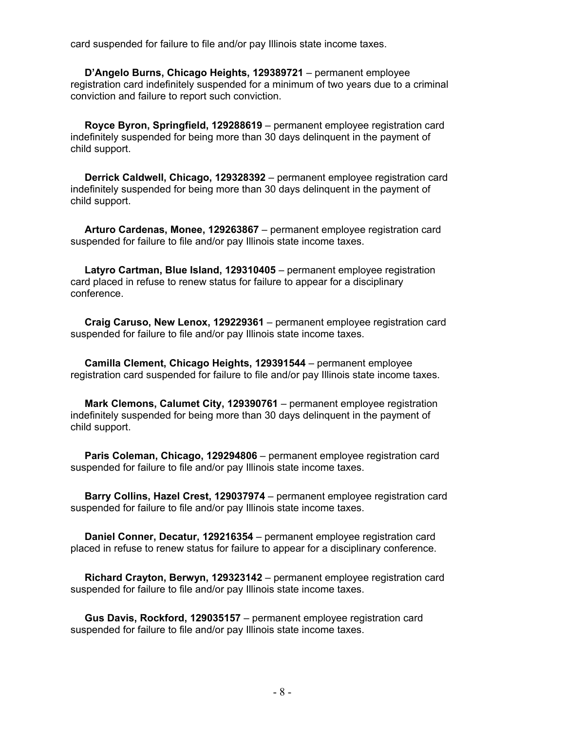card suspended for failure to file and/or pay Illinois state income taxes.

**D'Angelo Burns, Chicago Heights, 129389721** – permanent employee registration card indefinitely suspended for a minimum of two years due to a criminal conviction and failure to report such conviction.

**Royce Byron, Springfield, 129288619** – permanent employee registration card indefinitely suspended for being more than 30 days delinquent in the payment of child support.

**Derrick Caldwell, Chicago, 129328392** – permanent employee registration card indefinitely suspended for being more than 30 days delinquent in the payment of child support.

**Arturo Cardenas, Monee, 129263867** – permanent employee registration card suspended for failure to file and/or pay Illinois state income taxes.

**Latyro Cartman, Blue Island, 129310405** – permanent employee registration card placed in refuse to renew status for failure to appear for a disciplinary conference.

**Craig Caruso, New Lenox, 129229361** – permanent employee registration card suspended for failure to file and/or pay Illinois state income taxes.

**Camilla Clement, Chicago Heights, 129391544** – permanent employee registration card suspended for failure to file and/or pay Illinois state income taxes.

**Mark Clemons, Calumet City, 129390761** – permanent employee registration indefinitely suspended for being more than 30 days delinquent in the payment of child support.

**Paris Coleman, Chicago, 129294806** – permanent employee registration card suspended for failure to file and/or pay Illinois state income taxes.

**Barry Collins, Hazel Crest, 129037974** – permanent employee registration card suspended for failure to file and/or pay Illinois state income taxes.

**Daniel Conner, Decatur, 129216354** – permanent employee registration card placed in refuse to renew status for failure to appear for a disciplinary conference.

**Richard Crayton, Berwyn, 129323142** – permanent employee registration card suspended for failure to file and/or pay Illinois state income taxes.

**Gus Davis, Rockford, 129035157** – permanent employee registration card suspended for failure to file and/or pay Illinois state income taxes.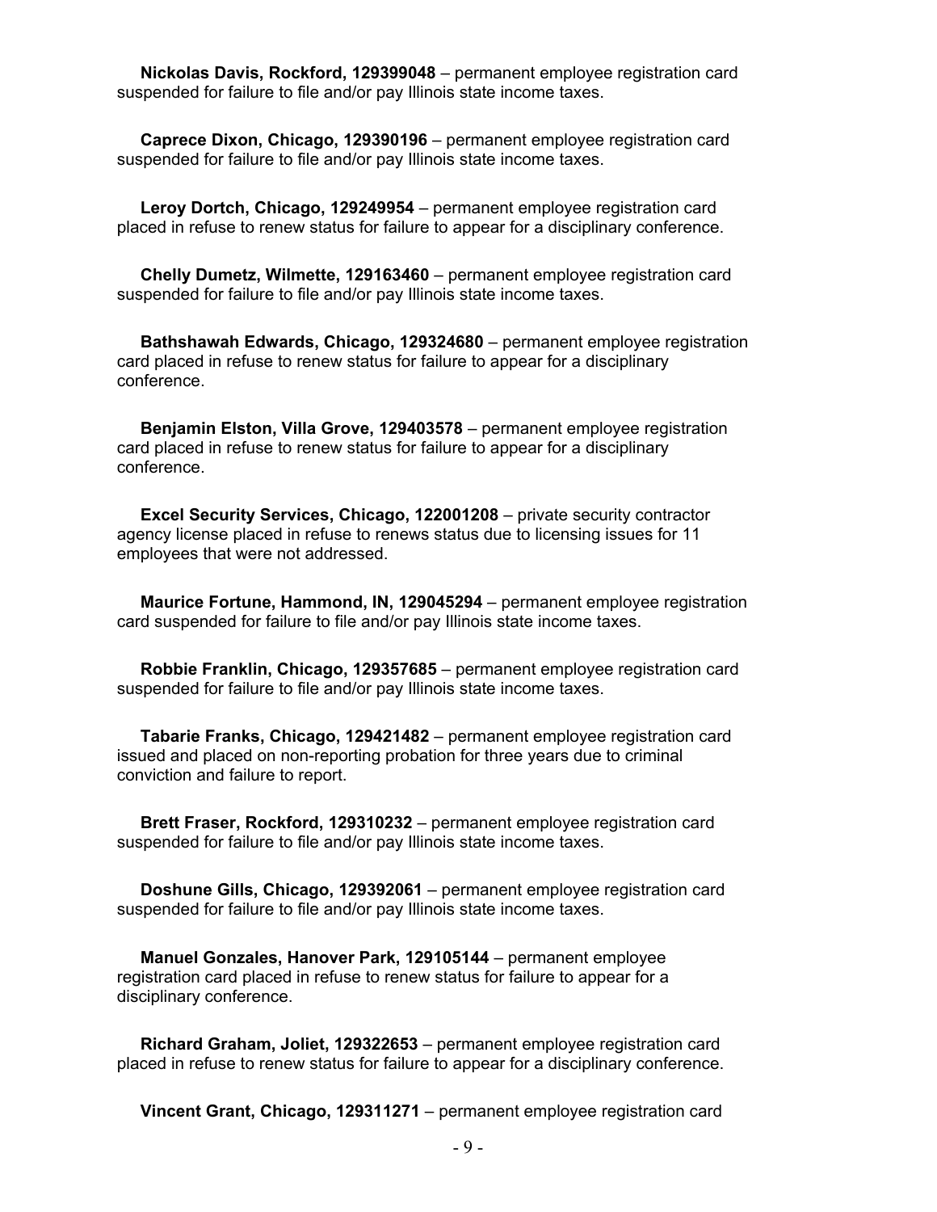**Nickolas Davis, Rockford, 129399048** – permanent employee registration card suspended for failure to file and/or pay Illinois state income taxes.

**Caprece Dixon, Chicago, 129390196** – permanent employee registration card suspended for failure to file and/or pay Illinois state income taxes.

**Leroy Dortch, Chicago, 129249954** – permanent employee registration card placed in refuse to renew status for failure to appear for a disciplinary conference.

**Chelly Dumetz, Wilmette, 129163460** – permanent employee registration card suspended for failure to file and/or pay Illinois state income taxes.

**Bathshawah Edwards, Chicago, 129324680** – permanent employee registration card placed in refuse to renew status for failure to appear for a disciplinary conference.

**Benjamin Elston, Villa Grove, 129403578** – permanent employee registration card placed in refuse to renew status for failure to appear for a disciplinary conference.

**Excel Security Services, Chicago, 122001208** – private security contractor agency license placed in refuse to renews status due to licensing issues for 11 employees that were not addressed.

**Maurice Fortune, Hammond, IN, 129045294** – permanent employee registration card suspended for failure to file and/or pay Illinois state income taxes.

**Robbie Franklin, Chicago, 129357685** – permanent employee registration card suspended for failure to file and/or pay Illinois state income taxes.

**Tabarie Franks, Chicago, 129421482** – permanent employee registration card issued and placed on non-reporting probation for three years due to criminal conviction and failure to report.

**Brett Fraser, Rockford, 129310232** – permanent employee registration card suspended for failure to file and/or pay Illinois state income taxes.

**Doshune Gills, Chicago, 129392061** – permanent employee registration card suspended for failure to file and/or pay Illinois state income taxes.

**Manuel Gonzales, Hanover Park, 129105144** – permanent employee registration card placed in refuse to renew status for failure to appear for a disciplinary conference.

**Richard Graham, Joliet, 129322653** – permanent employee registration card placed in refuse to renew status for failure to appear for a disciplinary conference.

**Vincent Grant, Chicago, 129311271** – permanent employee registration card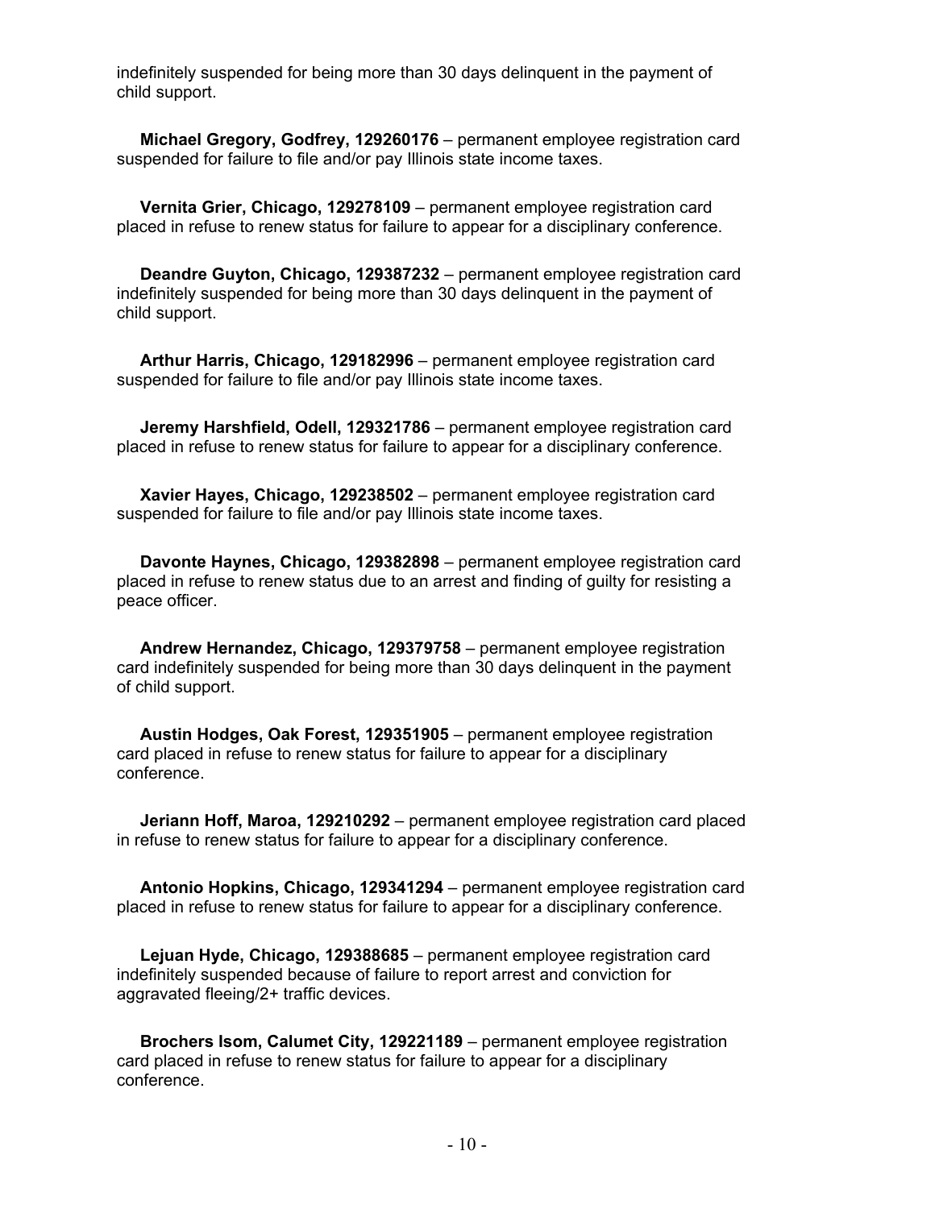indefinitely suspended for being more than 30 days delinquent in the payment of child support.

**Michael Gregory, Godfrey, 129260176** – permanent employee registration card suspended for failure to file and/or pay Illinois state income taxes.

**Vernita Grier, Chicago, 129278109** – permanent employee registration card placed in refuse to renew status for failure to appear for a disciplinary conference.

**Deandre Guyton, Chicago, 129387232** – permanent employee registration card indefinitely suspended for being more than 30 days delinquent in the payment of child support.

**Arthur Harris, Chicago, 129182996** – permanent employee registration card suspended for failure to file and/or pay Illinois state income taxes.

**Jeremy Harshfield, Odell, 129321786** – permanent employee registration card placed in refuse to renew status for failure to appear for a disciplinary conference.

**Xavier Hayes, Chicago, 129238502** – permanent employee registration card suspended for failure to file and/or pay Illinois state income taxes.

**Davonte Haynes, Chicago, 129382898** – permanent employee registration card placed in refuse to renew status due to an arrest and finding of guilty for resisting a peace officer.

**Andrew Hernandez, Chicago, 129379758** – permanent employee registration card indefinitely suspended for being more than 30 days delinquent in the payment of child support.

**Austin Hodges, Oak Forest, 129351905** – permanent employee registration card placed in refuse to renew status for failure to appear for a disciplinary conference.

**Jeriann Hoff, Maroa, 129210292** – permanent employee registration card placed in refuse to renew status for failure to appear for a disciplinary conference.

**Antonio Hopkins, Chicago, 129341294** – permanent employee registration card placed in refuse to renew status for failure to appear for a disciplinary conference.

**Lejuan Hyde, Chicago, 129388685** – permanent employee registration card indefinitely suspended because of failure to report arrest and conviction for aggravated fleeing/2+ traffic devices.

**Brochers Isom, Calumet City, 129221189** – permanent employee registration card placed in refuse to renew status for failure to appear for a disciplinary conference.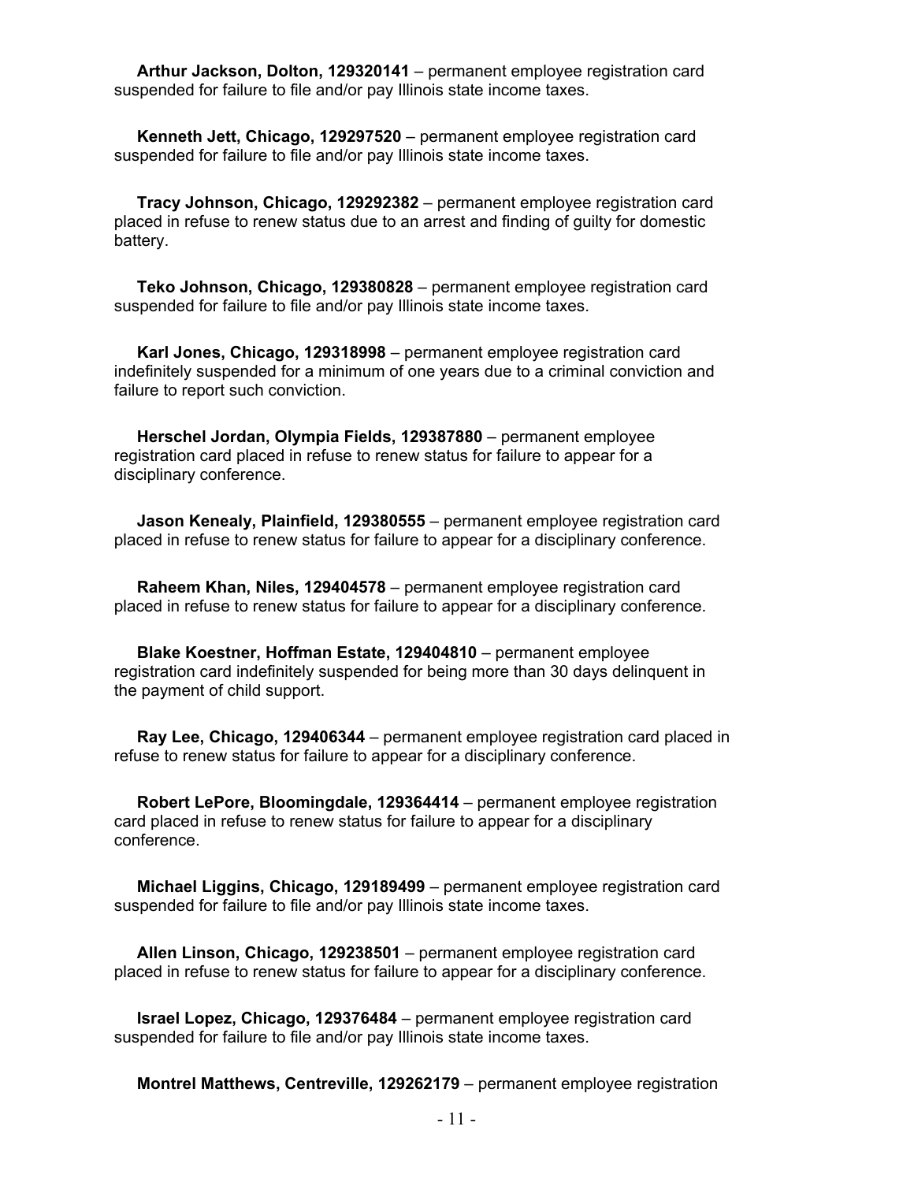**Arthur Jackson, Dolton, 129320141** – permanent employee registration card suspended for failure to file and/or pay Illinois state income taxes.

**Kenneth Jett, Chicago, 129297520** – permanent employee registration card suspended for failure to file and/or pay Illinois state income taxes.

**Tracy Johnson, Chicago, 129292382** – permanent employee registration card placed in refuse to renew status due to an arrest and finding of guilty for domestic battery.

**Teko Johnson, Chicago, 129380828** – permanent employee registration card suspended for failure to file and/or pay Illinois state income taxes.

**Karl Jones, Chicago, 129318998** – permanent employee registration card indefinitely suspended for a minimum of one years due to a criminal conviction and failure to report such conviction.

**Herschel Jordan, Olympia Fields, 129387880** – permanent employee registration card placed in refuse to renew status for failure to appear for a disciplinary conference.

**Jason Kenealy, Plainfield, 129380555** – permanent employee registration card placed in refuse to renew status for failure to appear for a disciplinary conference.

**Raheem Khan, Niles, 129404578** – permanent employee registration card placed in refuse to renew status for failure to appear for a disciplinary conference.

**Blake Koestner, Hoffman Estate, 129404810** – permanent employee registration card indefinitely suspended for being more than 30 days delinquent in the payment of child support.

**Ray Lee, Chicago, 129406344** – permanent employee registration card placed in refuse to renew status for failure to appear for a disciplinary conference.

**Robert LePore, Bloomingdale, 129364414** – permanent employee registration card placed in refuse to renew status for failure to appear for a disciplinary conference.

**Michael Liggins, Chicago, 129189499** – permanent employee registration card suspended for failure to file and/or pay Illinois state income taxes.

**Allen Linson, Chicago, 129238501** – permanent employee registration card placed in refuse to renew status for failure to appear for a disciplinary conference.

**Israel Lopez, Chicago, 129376484** – permanent employee registration card suspended for failure to file and/or pay Illinois state income taxes.

**Montrel Matthews, Centreville, 129262179** – permanent employee registration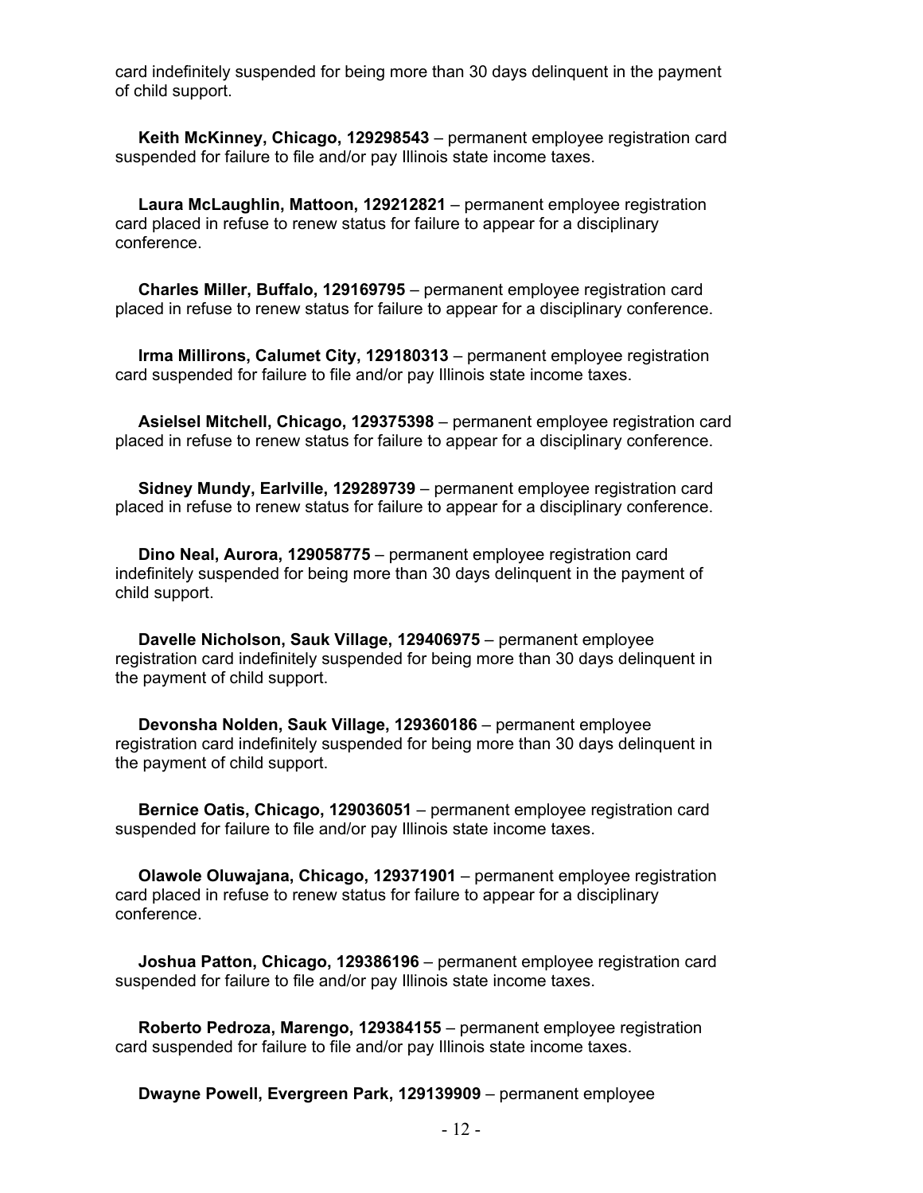card indefinitely suspended for being more than 30 days delinquent in the payment of child support.

**Keith McKinney, Chicago, 129298543** – permanent employee registration card suspended for failure to file and/or pay Illinois state income taxes.

**Laura McLaughlin, Mattoon, 129212821** – permanent employee registration card placed in refuse to renew status for failure to appear for a disciplinary conference.

**Charles Miller, Buffalo, 129169795** – permanent employee registration card placed in refuse to renew status for failure to appear for a disciplinary conference.

**Irma Millirons, Calumet City, 129180313** – permanent employee registration card suspended for failure to file and/or pay Illinois state income taxes.

**Asielsel Mitchell, Chicago, 129375398** – permanent employee registration card placed in refuse to renew status for failure to appear for a disciplinary conference.

**Sidney Mundy, Earlville, 129289739** – permanent employee registration card placed in refuse to renew status for failure to appear for a disciplinary conference.

**Dino Neal, Aurora, 129058775** – permanent employee registration card indefinitely suspended for being more than 30 days delinquent in the payment of child support.

**Davelle Nicholson, Sauk Village, 129406975** – permanent employee registration card indefinitely suspended for being more than 30 days delinquent in the payment of child support.

**Devonsha Nolden, Sauk Village, 129360186** – permanent employee registration card indefinitely suspended for being more than 30 days delinquent in the payment of child support.

**Bernice Oatis, Chicago, 129036051** – permanent employee registration card suspended for failure to file and/or pay Illinois state income taxes.

**Olawole Oluwajana, Chicago, 129371901** – permanent employee registration card placed in refuse to renew status for failure to appear for a disciplinary conference.

**Joshua Patton, Chicago, 129386196** – permanent employee registration card suspended for failure to file and/or pay Illinois state income taxes.

**Roberto Pedroza, Marengo, 129384155** – permanent employee registration card suspended for failure to file and/or pay Illinois state income taxes.

**Dwayne Powell, Evergreen Park, 129139909** – permanent employee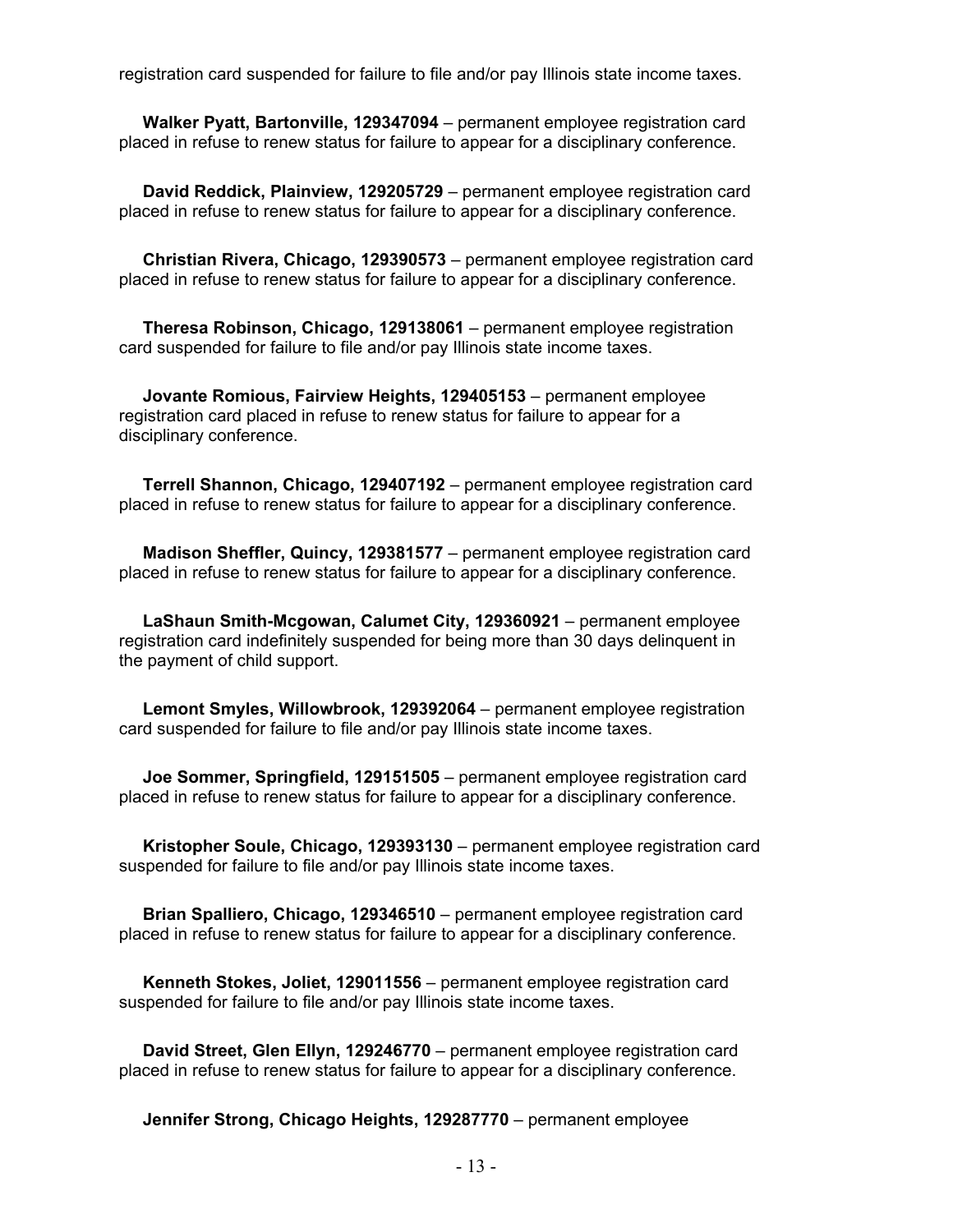registration card suspended for failure to file and/or pay Illinois state income taxes.

**Walker Pyatt, Bartonville, 129347094** – permanent employee registration card placed in refuse to renew status for failure to appear for a disciplinary conference.

**David Reddick, Plainview, 129205729** – permanent employee registration card placed in refuse to renew status for failure to appear for a disciplinary conference.

**Christian Rivera, Chicago, 129390573** – permanent employee registration card placed in refuse to renew status for failure to appear for a disciplinary conference.

**Theresa Robinson, Chicago, 129138061** – permanent employee registration card suspended for failure to file and/or pay Illinois state income taxes.

**Jovante Romious, Fairview Heights, 129405153** – permanent employee registration card placed in refuse to renew status for failure to appear for a disciplinary conference.

**Terrell Shannon, Chicago, 129407192** – permanent employee registration card placed in refuse to renew status for failure to appear for a disciplinary conference.

**Madison Sheffler, Quincy, 129381577** – permanent employee registration card placed in refuse to renew status for failure to appear for a disciplinary conference.

**LaShaun Smith-Mcgowan, Calumet City, 129360921** – permanent employee registration card indefinitely suspended for being more than 30 days delinquent in the payment of child support.

**Lemont Smyles, Willowbrook, 129392064** – permanent employee registration card suspended for failure to file and/or pay Illinois state income taxes.

**Joe Sommer, Springfield, 129151505** – permanent employee registration card placed in refuse to renew status for failure to appear for a disciplinary conference.

**Kristopher Soule, Chicago, 129393130** – permanent employee registration card suspended for failure to file and/or pay Illinois state income taxes.

**Brian Spalliero, Chicago, 129346510** – permanent employee registration card placed in refuse to renew status for failure to appear for a disciplinary conference.

**Kenneth Stokes, Joliet, 129011556** – permanent employee registration card suspended for failure to file and/or pay Illinois state income taxes.

**David Street, Glen Ellyn, 129246770** – permanent employee registration card placed in refuse to renew status for failure to appear for a disciplinary conference.

**Jennifer Strong, Chicago Heights, 129287770** – permanent employee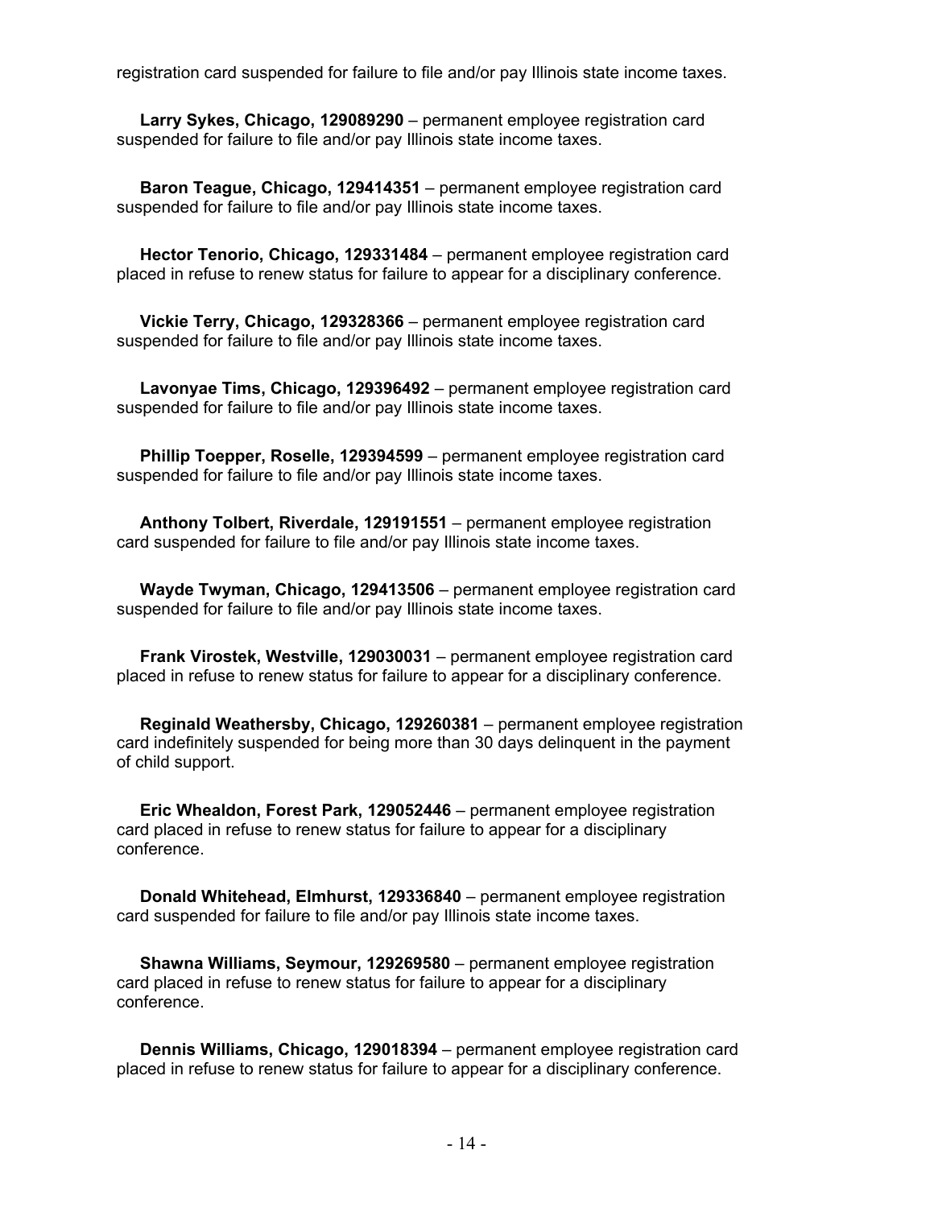registration card suspended for failure to file and/or pay Illinois state income taxes.

**Larry Sykes, Chicago, 129089290** – permanent employee registration card suspended for failure to file and/or pay Illinois state income taxes.

**Baron Teague, Chicago, 129414351** – permanent employee registration card suspended for failure to file and/or pay Illinois state income taxes.

**Hector Tenorio, Chicago, 129331484** – permanent employee registration card placed in refuse to renew status for failure to appear for a disciplinary conference.

**Vickie Terry, Chicago, 129328366** – permanent employee registration card suspended for failure to file and/or pay Illinois state income taxes.

**Lavonyae Tims, Chicago, 129396492** – permanent employee registration card suspended for failure to file and/or pay Illinois state income taxes.

**Phillip Toepper, Roselle, 129394599** – permanent employee registration card suspended for failure to file and/or pay Illinois state income taxes.

**Anthony Tolbert, Riverdale, 129191551** – permanent employee registration card suspended for failure to file and/or pay Illinois state income taxes.

**Wayde Twyman, Chicago, 129413506** – permanent employee registration card suspended for failure to file and/or pay Illinois state income taxes.

**Frank Virostek, Westville, 129030031** – permanent employee registration card placed in refuse to renew status for failure to appear for a disciplinary conference.

**Reginald Weathersby, Chicago, 129260381** – permanent employee registration card indefinitely suspended for being more than 30 days delinquent in the payment of child support.

**Eric Whealdon, Forest Park, 129052446** – permanent employee registration card placed in refuse to renew status for failure to appear for a disciplinary conference.

**Donald Whitehead, Elmhurst, 129336840** – permanent employee registration card suspended for failure to file and/or pay Illinois state income taxes.

**Shawna Williams, Seymour, 129269580** – permanent employee registration card placed in refuse to renew status for failure to appear for a disciplinary conference.

**Dennis Williams, Chicago, 129018394** – permanent employee registration card placed in refuse to renew status for failure to appear for a disciplinary conference.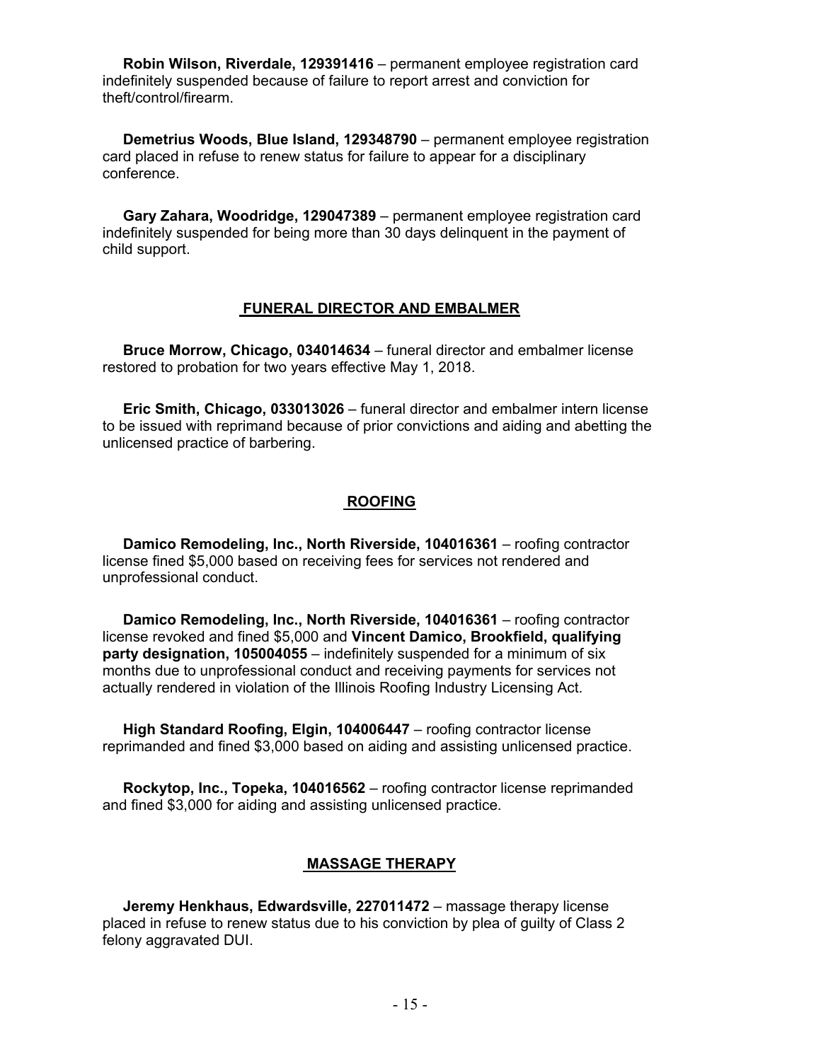**Robin Wilson, Riverdale, 129391416** – permanent employee registration card indefinitely suspended because of failure to report arrest and conviction for theft/control/firearm.

**Demetrius Woods, Blue Island, 129348790** – permanent employee registration card placed in refuse to renew status for failure to appear for a disciplinary conference.

**Gary Zahara, Woodridge, 129047389** – permanent employee registration card indefinitely suspended for being more than 30 days delinquent in the payment of child support.

## FUNERAL DIRECTOR AND EMBALMER

**Bruce Morrow, Chicago, 034014634** – funeral director and embalmer license restored to probation for two years effective May 1, 2018.

**Eric Smith, Chicago, 033013026** – funeral director and embalmer intern license to be issued with reprimand because of prior convictions and aiding and abetting the unlicensed practice of barbering.

## ROOFING

**Damico Remodeling, Inc., North Riverside, 104016361** – roofing contractor license fined $5,000 based on receiving fees for services not rendered and unprofessional conduct.

**Damico Remodeling, Inc., North Riverside, 104016361** – roofing contractor license revoked and fined $5,000 and **Vincent Damico, Brookfield, qualifying party designation, 105004055** – indefinitely suspended for a minimum of six months due to unprofessional conduct and receiving payments for services not actually rendered in violation of the Illinois Roofing Industry Licensing Act.

**High Standard Roofing, Elgin, 104006447** – roofing contractor license reprimanded and fined $3,000 based on aiding and assisting unlicensed practice.

**Rockytop, Inc., Topeka, 104016562** – roofing contractor license reprimanded and fined $3,000 for aiding and assisting unlicensed practice.

## MASSAGE THERAPY

**Jeremy Henkhaus, Edwardsville, 227011472** – massage therapy license placed in refuse to renew status due to his conviction by plea of guilty of Class 2 felony aggravated DUI.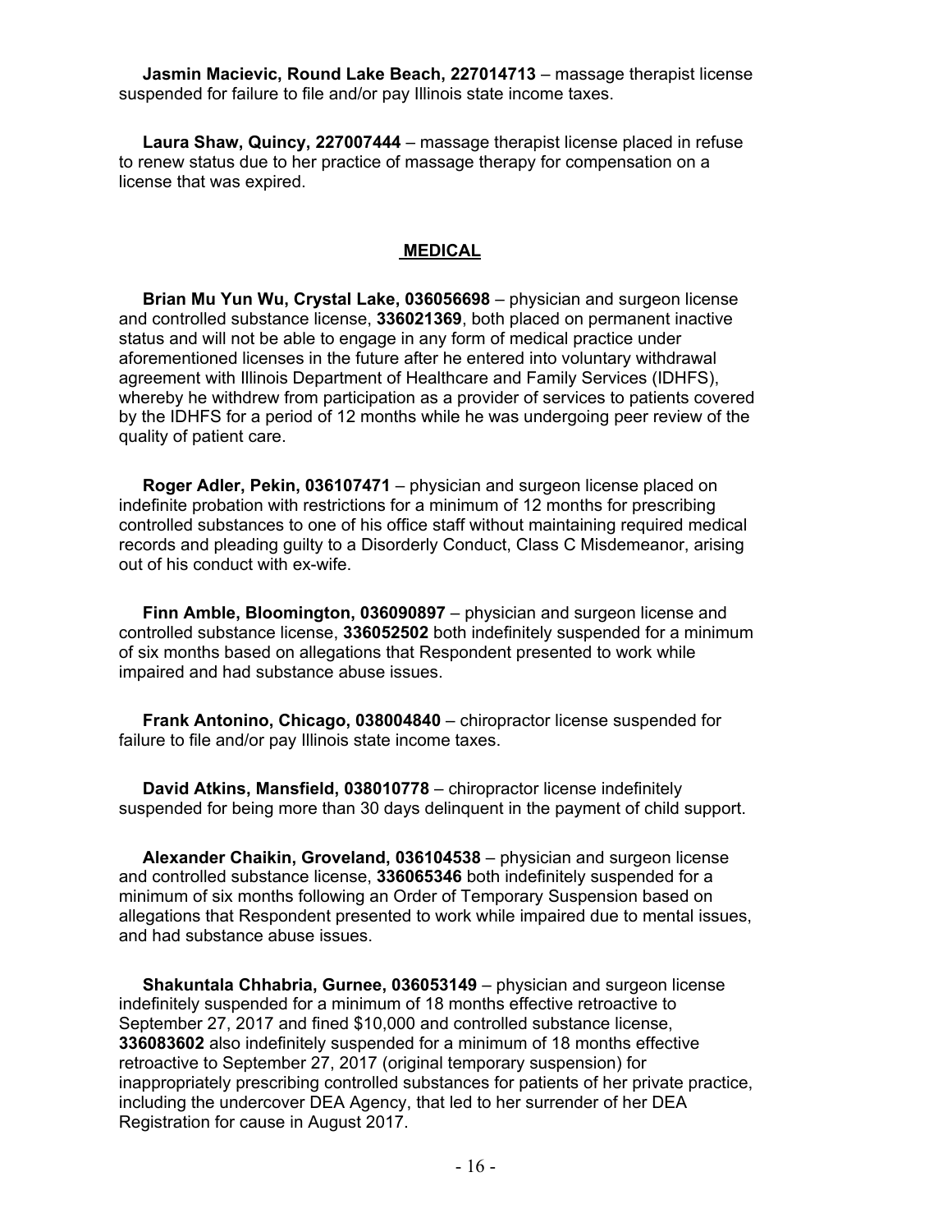**Jasmin Macievic, Round Lake Beach, 227014713** – massage therapist license suspended for failure to file and/or pay Illinois state income taxes.

**Laura Shaw, Quincy, 227007444** – massage therapist license placed in refuse to renew status due to her practice of massage therapy for compensation on a license that was expired.

## MEDICAL

**Brian Mu Yun Wu, Crystal Lake, 036056698** – physician and surgeon license and controlled substance license, **336021369**, both placed on permanent inactive status and will not be able to engage in any form of medical practice under aforementioned licenses in the future after he entered into voluntary withdrawal agreement with Illinois Department of Healthcare and Family Services (IDHFS), whereby he withdrew from participation as a provider of services to patients covered by the IDHFS for a period of 12 months while he was undergoing peer review of the quality of patient care.

**Roger Adler, Pekin, 036107471** – physician and surgeon license placed on indefinite probation with restrictions for a minimum of 12 months for prescribing controlled substances to one of his office staff without maintaining required medical records and pleading guilty to a Disorderly Conduct, Class C Misdemeanor, arising out of his conduct with ex-wife.

**Finn Amble, Bloomington, 036090897** – physician and surgeon license and controlled substance license, **336052502** both indefinitely suspended for a minimum of six months based on allegations that Respondent presented to work while impaired and had substance abuse issues.

**Frank Antonino, Chicago, 038004840** – chiropractor license suspended for failure to file and/or pay Illinois state income taxes.

**David Atkins, Mansfield, 038010778** – chiropractor license indefinitely suspended for being more than 30 days delinquent in the payment of child support.

**Alexander Chaikin, Groveland, 036104538** – physician and surgeon license and controlled substance license, **336065346** both indefinitely suspended for a minimum of six months following an Order of Temporary Suspension based on allegations that Respondent presented to work while impaired due to mental issues, and had substance abuse issues.

**Shakuntala Chhabria, Gurnee, 036053149** – physician and surgeon license indefinitely suspended for a minimum of 18 months effective retroactive to September 27, 2017 and fined $10,000 and controlled substance license, **336083602** also indefinitely suspended for a minimum of 18 months effective retroactive to September 27, 2017 (original temporary suspension) for inappropriately prescribing controlled substances for patients of her private practice, including the undercover DEA Agency, that led to her surrender of her DEA Registration for cause in August 2017.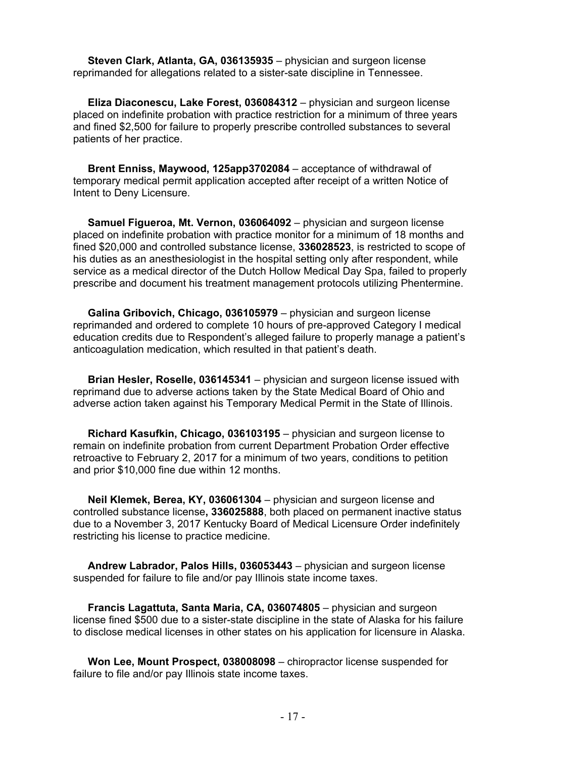**Steven Clark, Atlanta, GA, 036135935** – physician and surgeon license reprimanded for allegations related to a sister-sate discipline in Tennessee.

**Eliza Diaconescu, Lake Forest, 036084312** – physician and surgeon license placed on indefinite probation with practice restriction for a minimum of three years and fined $2,500 for failure to properly prescribe controlled substances to several patients of her practice.

**Brent Enniss, Maywood, 125app3702084** – acceptance of withdrawal of temporary medical permit application accepted after receipt of a written Notice of Intent to Deny Licensure.

**Samuel Figueroa, Mt. Vernon, 036064092** – physician and surgeon license placed on indefinite probation with practice monitor for a minimum of 18 months and fined $20,000 and controlled substance license, **336028523**, is restricted to scope of his duties as an anesthesiologist in the hospital setting only after respondent, while service as a medical director of the Dutch Hollow Medical Day Spa, failed to properly prescribe and document his treatment management protocols utilizing Phentermine.

**Galina Gribovich, Chicago, 036105979** – physician and surgeon license reprimanded and ordered to complete 10 hours of pre-approved Category I medical education credits due to Respondent's alleged failure to properly manage a patient's anticoagulation medication, which resulted in that patient's death.

**Brian Hesler, Roselle, 036145341** – physician and surgeon license issued with reprimand due to adverse actions taken by the State Medical Board of Ohio and adverse action taken against his Temporary Medical Permit in the State of Illinois.

**Richard Kasufkin, Chicago, 036103195** – physician and surgeon license to remain on indefinite probation from current Department Probation Order effective retroactive to February 2, 2017 for a minimum of two years, conditions to petition and prior $10,000 fine due within 12 months.

**Neil Klemek, Berea, KY, 036061304** – physician and surgeon license and controlled substance license**, 336025888**, both placed on permanent inactive status due to a November 3, 2017 Kentucky Board of Medical Licensure Order indefinitely restricting his license to practice medicine.

**Andrew Labrador, Palos Hills, 036053443** – physician and surgeon license suspended for failure to file and/or pay Illinois state income taxes.

**Francis Lagattuta, Santa Maria, CA, 036074805** – physician and surgeon license fined $500 due to a sister-state discipline in the state of Alaska for his failure to disclose medical licenses in other states on his application for licensure in Alaska.

**Won Lee, Mount Prospect, 038008098** – chiropractor license suspended for failure to file and/or pay Illinois state income taxes.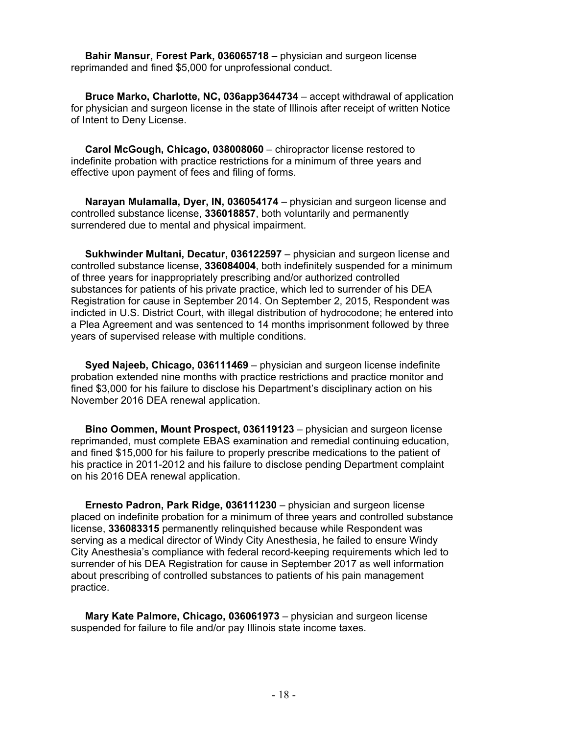**Bahir Mansur, Forest Park, 036065718** – physician and surgeon license reprimanded and fined $5,000 for unprofessional conduct.

**Bruce Marko, Charlotte, NC, 036app3644734** – accept withdrawal of application for physician and surgeon license in the state of Illinois after receipt of written Notice of Intent to Deny License.

**Carol McGough, Chicago, 038008060** – chiropractor license restored to indefinite probation with practice restrictions for a minimum of three years and effective upon payment of fees and filing of forms.

**Narayan Mulamalla, Dyer, IN, 036054174** – physician and surgeon license and controlled substance license, **336018857**, both voluntarily and permanently surrendered due to mental and physical impairment.

**Sukhwinder Multani, Decatur, 036122597** – physician and surgeon license and controlled substance license, **336084004**, both indefinitely suspended for a minimum of three years for inappropriately prescribing and/or authorized controlled substances for patients of his private practice, which led to surrender of his DEA Registration for cause in September 2014. On September 2, 2015, Respondent was indicted in U.S. District Court, with illegal distribution of hydrocodone; he entered into a Plea Agreement and was sentenced to 14 months imprisonment followed by three years of supervised release with multiple conditions.

**Syed Najeeb, Chicago, 036111469** – physician and surgeon license indefinite probation extended nine months with practice restrictions and practice monitor and fined $3,000 for his failure to disclose his Department's disciplinary action on his November 2016 DEA renewal application.

**Bino Oommen, Mount Prospect, 036119123** – physician and surgeon license reprimanded, must complete EBAS examination and remedial continuing education, and fined $15,000 for his failure to properly prescribe medications to the patient of his practice in 2011-2012 and his failure to disclose pending Department complaint on his 2016 DEA renewal application.

**Ernesto Padron, Park Ridge, 036111230** – physician and surgeon license placed on indefinite probation for a minimum of three years and controlled substance license, **336083315** permanently relinquished because while Respondent was serving as a medical director of Windy City Anesthesia, he failed to ensure Windy City Anesthesia's compliance with federal record-keeping requirements which led to surrender of his DEA Registration for cause in September 2017 as well information about prescribing of controlled substances to patients of his pain management practice.

**Mary Kate Palmore, Chicago, 036061973** – physician and surgeon license suspended for failure to file and/or pay Illinois state income taxes.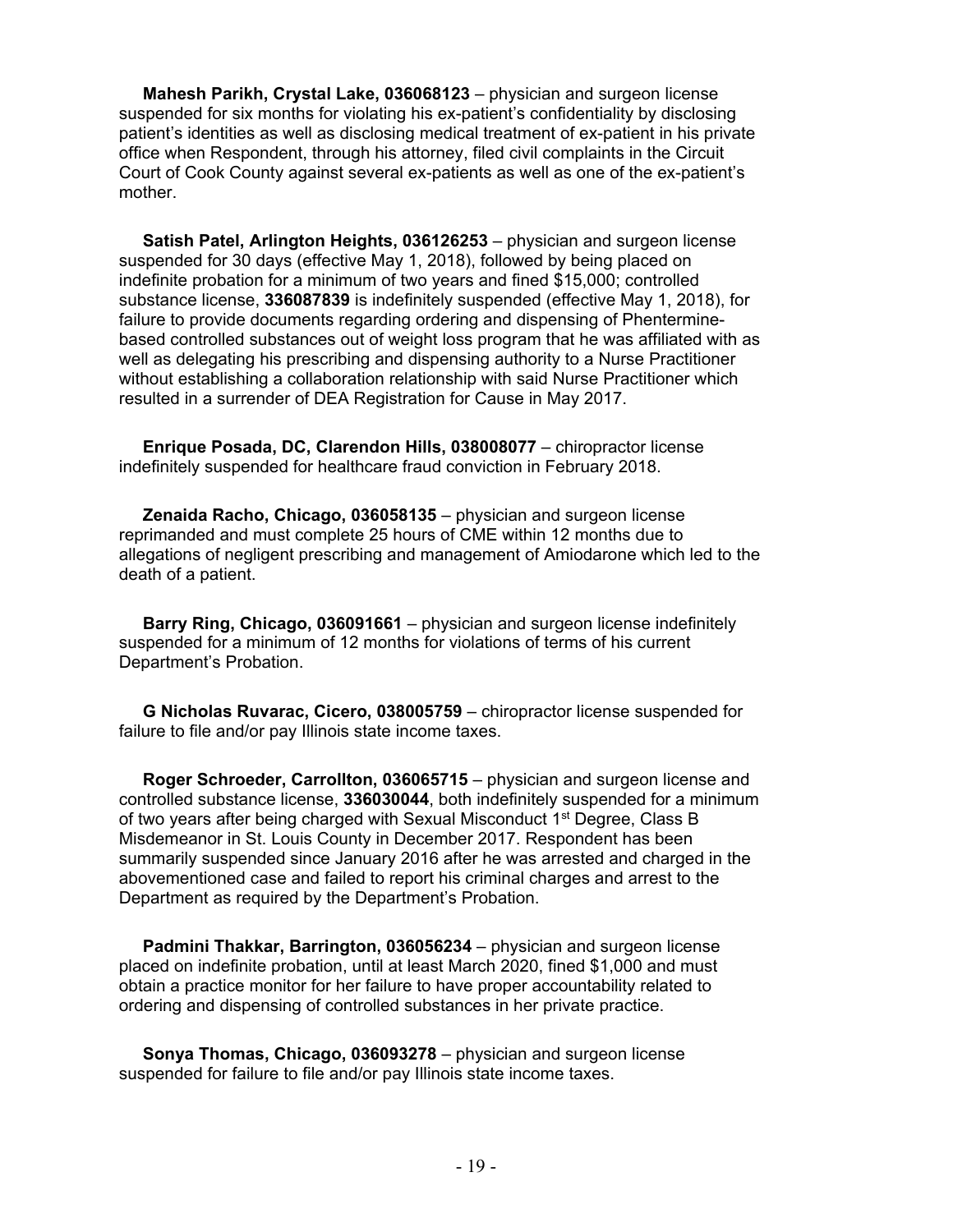**Mahesh Parikh, Crystal Lake, 036068123** – physician and surgeon license suspended for six months for violating his ex-patient's confidentiality by disclosing patient's identities as well as disclosing medical treatment of ex-patient in his private office when Respondent, through his attorney, filed civil complaints in the Circuit Court of Cook County against several ex-patients as well as one of the ex-patient's mother.

**Satish Patel, Arlington Heights, 036126253** – physician and surgeon license suspended for 30 days (effective May 1, 2018), followed by being placed on indefinite probation for a minimum of two years and fined $15,000; controlled substance license, **336087839** is indefinitely suspended (effective May 1, 2018), for failure to provide documents regarding ordering and dispensing of Phentermine-based controlled substances out of weight loss program that he was affiliated with as well as delegating his prescribing and dispensing authority to a Nurse Practitioner without establishing a collaboration relationship with said Nurse Practitioner which resulted in a surrender of DEA Registration for Cause in May 2017.

**Enrique Posada, DC, Clarendon Hills, 038008077** – chiropractor license indefinitely suspended for healthcare fraud conviction in February 2018.

**Zenaida Racho, Chicago, 036058135** – physician and surgeon license reprimanded and must complete 25 hours of CME within 12 months due to allegations of negligent prescribing and management of Amiodarone which led to the death of a patient.

**Barry Ring, Chicago, 036091661** – physician and surgeon license indefinitely suspended for a minimum of 12 months for violations of terms of his current Department's Probation.

**G Nicholas Ruvarac, Cicero, 038005759** – chiropractor license suspended for failure to file and/or pay Illinois state income taxes.

**Roger Schroeder, Carrollton, 036065715** – physician and surgeon license and controlled substance license, **336030044**, both indefinitely suspended for a minimum of two years after being charged with Sexual Misconduct 1st Degree, Class B Misdemeanor in St. Louis County in December 2017. Respondent has been summarily suspended since January 2016 after he was arrested and charged in the abovementioned case and failed to report his criminal charges and arrest to the Department as required by the Department's Probation.

**Padmini Thakkar, Barrington, 036056234** – physician and surgeon license placed on indefinite probation, until at least March 2020, fined $1,000 and must obtain a practice monitor for her failure to have proper accountability related to ordering and dispensing of controlled substances in her private practice.

**Sonya Thomas, Chicago, 036093278** – physician and surgeon license suspended for failure to file and/or pay Illinois state income taxes.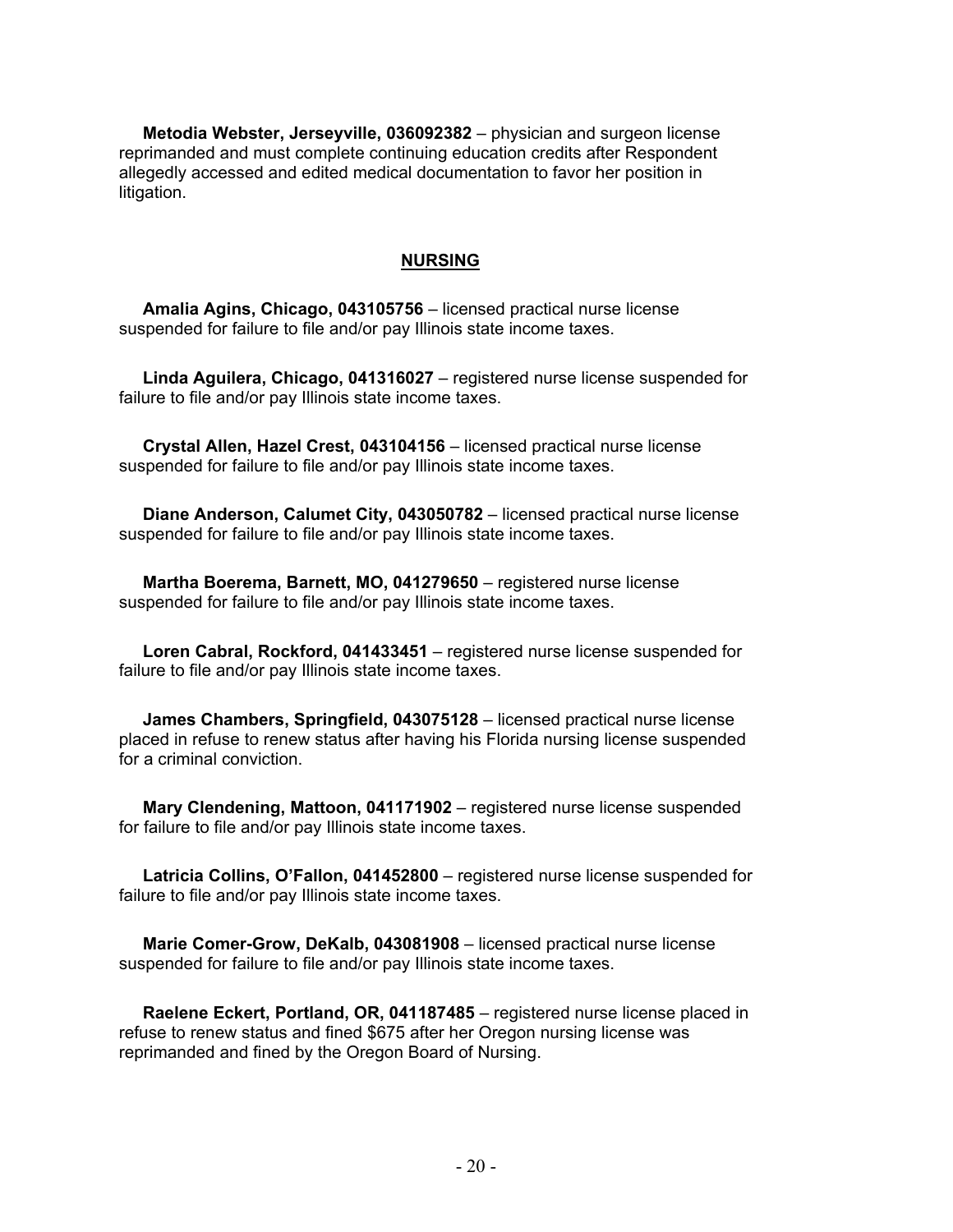**Metodia Webster, Jerseyville, 036092382** – physician and surgeon license reprimanded and must complete continuing education credits after Respondent allegedly accessed and edited medical documentation to favor her position in litigation.

## NURSING

**Amalia Agins, Chicago, 043105756** – licensed practical nurse license suspended for failure to file and/or pay Illinois state income taxes.

**Linda Aguilera, Chicago, 041316027** – registered nurse license suspended for failure to file and/or pay Illinois state income taxes.

**Crystal Allen, Hazel Crest, 043104156** – licensed practical nurse license suspended for failure to file and/or pay Illinois state income taxes.

**Diane Anderson, Calumet City, 043050782** – licensed practical nurse license suspended for failure to file and/or pay Illinois state income taxes.

**Martha Boerema, Barnett, MO, 041279650** – registered nurse license suspended for failure to file and/or pay Illinois state income taxes.

**Loren Cabral, Rockford, 041433451** – registered nurse license suspended for failure to file and/or pay Illinois state income taxes.

**James Chambers, Springfield, 043075128** – licensed practical nurse license placed in refuse to renew status after having his Florida nursing license suspended for a criminal conviction.

**Mary Clendening, Mattoon, 041171902** – registered nurse license suspended for failure to file and/or pay Illinois state income taxes.

**Latricia Collins, O'Fallon, 041452800** – registered nurse license suspended for failure to file and/or pay Illinois state income taxes.

**Marie Comer-Grow, DeKalb, 043081908** – licensed practical nurse license suspended for failure to file and/or pay Illinois state income taxes.

**Raelene Eckert, Portland, OR, 041187485** – registered nurse license placed in refuse to renew status and fined $675 after her Oregon nursing license was reprimanded and fined by the Oregon Board of Nursing.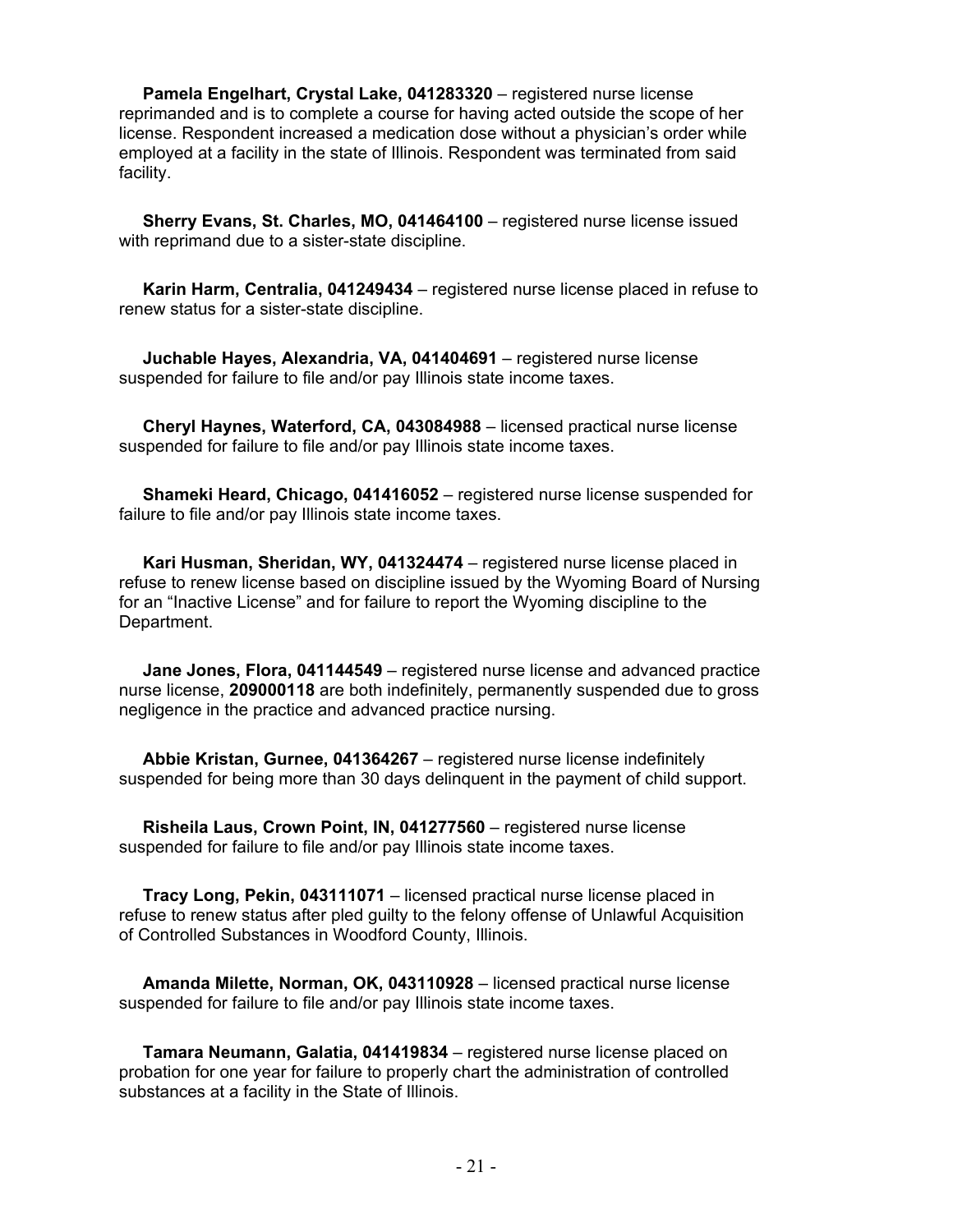**Pamela Engelhart, Crystal Lake, 041283320** – registered nurse license reprimanded and is to complete a course for having acted outside the scope of her license. Respondent increased a medication dose without a physician's order while employed at a facility in the state of Illinois. Respondent was terminated from said facility.

**Sherry Evans, St. Charles, MO, 041464100** – registered nurse license issued with reprimand due to a sister-state discipline.

**Karin Harm, Centralia, 041249434** – registered nurse license placed in refuse to renew status for a sister-state discipline.

**Juchable Hayes, Alexandria, VA, 041404691** – registered nurse license suspended for failure to file and/or pay Illinois state income taxes.

**Cheryl Haynes, Waterford, CA, 043084988** – licensed practical nurse license suspended for failure to file and/or pay Illinois state income taxes.

**Shameki Heard, Chicago, 041416052** – registered nurse license suspended for failure to file and/or pay Illinois state income taxes.

**Kari Husman, Sheridan, WY, 041324474** – registered nurse license placed in refuse to renew license based on discipline issued by the Wyoming Board of Nursing for an "Inactive License" and for failure to report the Wyoming discipline to the Department.

**Jane Jones, Flora, 041144549** – registered nurse license and advanced practice nurse license, **209000118** are both indefinitely, permanently suspended due to gross negligence in the practice and advanced practice nursing.

**Abbie Kristan, Gurnee, 041364267** – registered nurse license indefinitely suspended for being more than 30 days delinquent in the payment of child support.

**Risheila Laus, Crown Point, IN, 041277560** – registered nurse license suspended for failure to file and/or pay Illinois state income taxes.

**Tracy Long, Pekin, 043111071** – licensed practical nurse license placed in refuse to renew status after pled guilty to the felony offense of Unlawful Acquisition of Controlled Substances in Woodford County, Illinois.

**Amanda Milette, Norman, OK, 043110928** – licensed practical nurse license suspended for failure to file and/or pay Illinois state income taxes.

**Tamara Neumann, Galatia, 041419834** – registered nurse license placed on probation for one year for failure to properly chart the administration of controlled substances at a facility in the State of Illinois.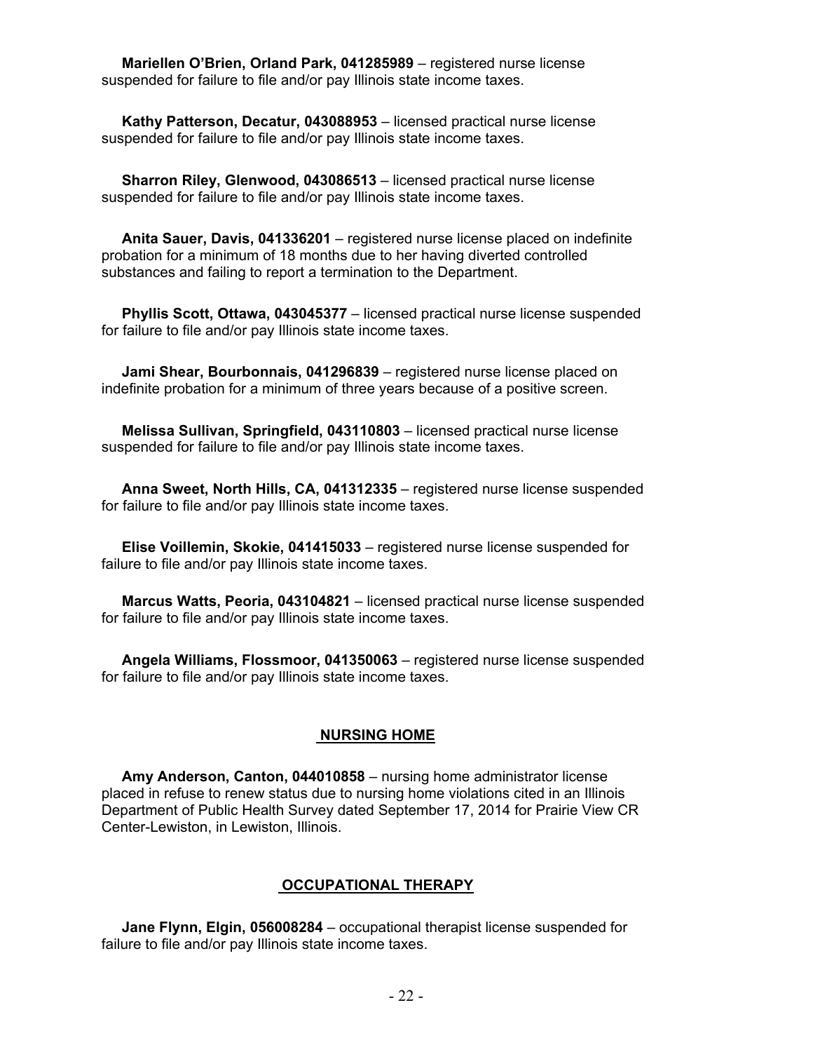**Mariellen O'Brien, Orland Park, 041285989** – registered nurse license suspended for failure to file and/or pay Illinois state income taxes.

**Kathy Patterson, Decatur, 043088953** – licensed practical nurse license suspended for failure to file and/or pay Illinois state income taxes.

**Sharron Riley, Glenwood, 043086513** – licensed practical nurse license suspended for failure to file and/or pay Illinois state income taxes.

**Anita Sauer, Davis, 041336201** – registered nurse license placed on indefinite probation for a minimum of 18 months due to her having diverted controlled substances and failing to report a termination to the Department.

**Phyllis Scott, Ottawa, 043045377** – licensed practical nurse license suspended for failure to file and/or pay Illinois state income taxes.

**Jami Shear, Bourbonnais, 041296839** – registered nurse license placed on indefinite probation for a minimum of three years because of a positive screen.

**Melissa Sullivan, Springfield, 043110803** – licensed practical nurse license suspended for failure to file and/or pay Illinois state income taxes.

**Anna Sweet, North Hills, CA, 041312335** – registered nurse license suspended for failure to file and/or pay Illinois state income taxes.

**Elise Voillemin, Skokie, 041415033** – registered nurse license suspended for failure to file and/or pay Illinois state income taxes.

**Marcus Watts, Peoria, 043104821** – licensed practical nurse license suspended for failure to file and/or pay Illinois state income taxes.

**Angela Williams, Flossmoor, 041350063** – registered nurse license suspended for failure to file and/or pay Illinois state income taxes.

## NURSING HOME

**Amy Anderson, Canton, 044010858** – nursing home administrator license placed in refuse to renew status due to nursing home violations cited in an Illinois Department of Public Health Survey dated September 17, 2014 for Prairie View CR Center-Lewiston, in Lewiston, Illinois.

## OCCUPATIONAL THERAPY

**Jane Flynn, Elgin, 056008284** – occupational therapist license suspended for failure to file and/or pay Illinois state income taxes.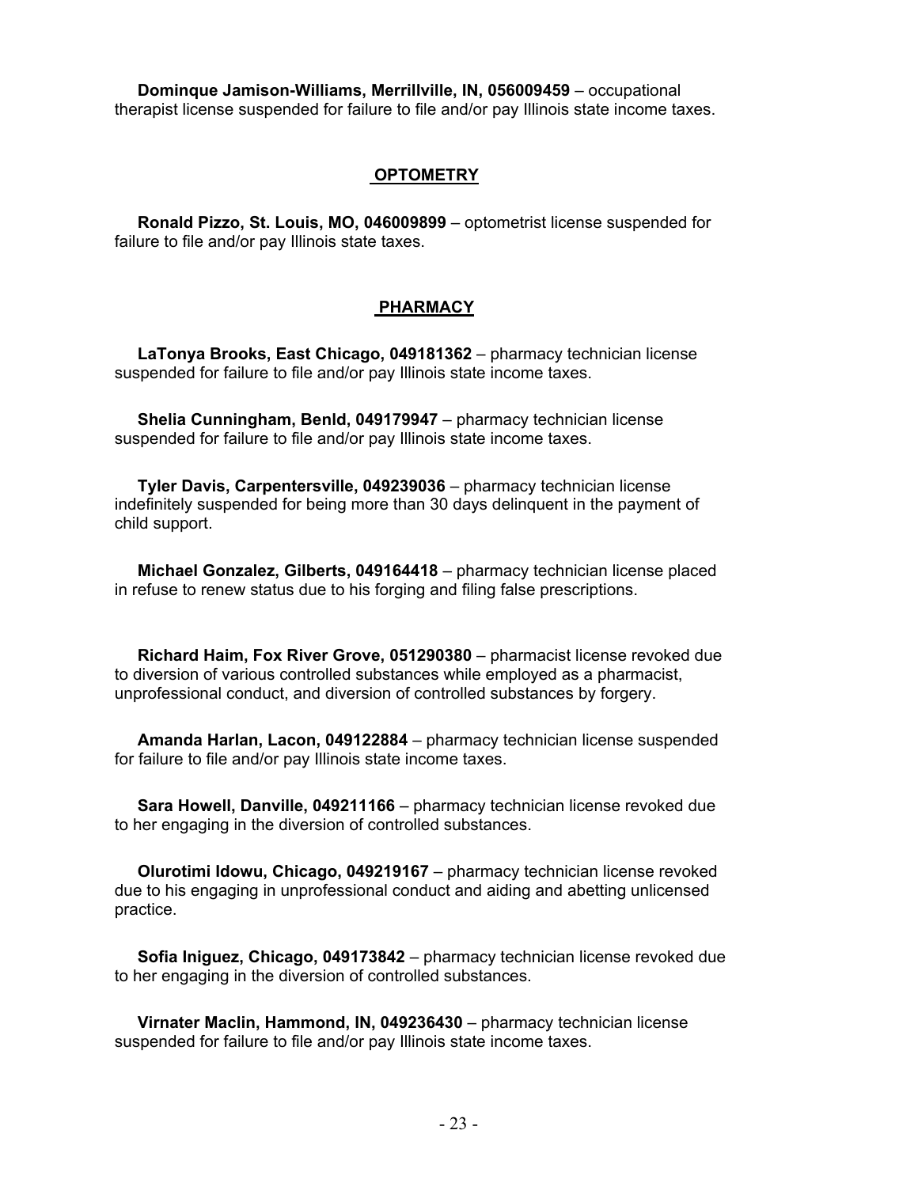**Dominque Jamison-Williams, Merrillville, IN, 056009459** – occupational therapist license suspended for failure to file and/or pay Illinois state income taxes.

## OPTOMETRY

**Ronald Pizzo, St. Louis, MO, 046009899** – optometrist license suspended for failure to file and/or pay Illinois state taxes.

## PHARMACY

**LaTonya Brooks, East Chicago, 049181362** – pharmacy technician license suspended for failure to file and/or pay Illinois state income taxes.

**Shelia Cunningham, Benld, 049179947** – pharmacy technician license suspended for failure to file and/or pay Illinois state income taxes.

**Tyler Davis, Carpentersville, 049239036** – pharmacy technician license indefinitely suspended for being more than 30 days delinquent in the payment of child support.

**Michael Gonzalez, Gilberts, 049164418** – pharmacy technician license placed in refuse to renew status due to his forging and filing false prescriptions.

**Richard Haim, Fox River Grove, 051290380** – pharmacist license revoked due to diversion of various controlled substances while employed as a pharmacist, unprofessional conduct, and diversion of controlled substances by forgery.

**Amanda Harlan, Lacon, 049122884** – pharmacy technician license suspended for failure to file and/or pay Illinois state income taxes.

**Sara Howell, Danville, 049211166** – pharmacy technician license revoked due to her engaging in the diversion of controlled substances.

**Olurotimi Idowu, Chicago, 049219167** – pharmacy technician license revoked due to his engaging in unprofessional conduct and aiding and abetting unlicensed practice.

**Sofia Iniguez, Chicago, 049173842** – pharmacy technician license revoked due to her engaging in the diversion of controlled substances.

**Virnater Maclin, Hammond, IN, 049236430** – pharmacy technician license suspended for failure to file and/or pay Illinois state income taxes.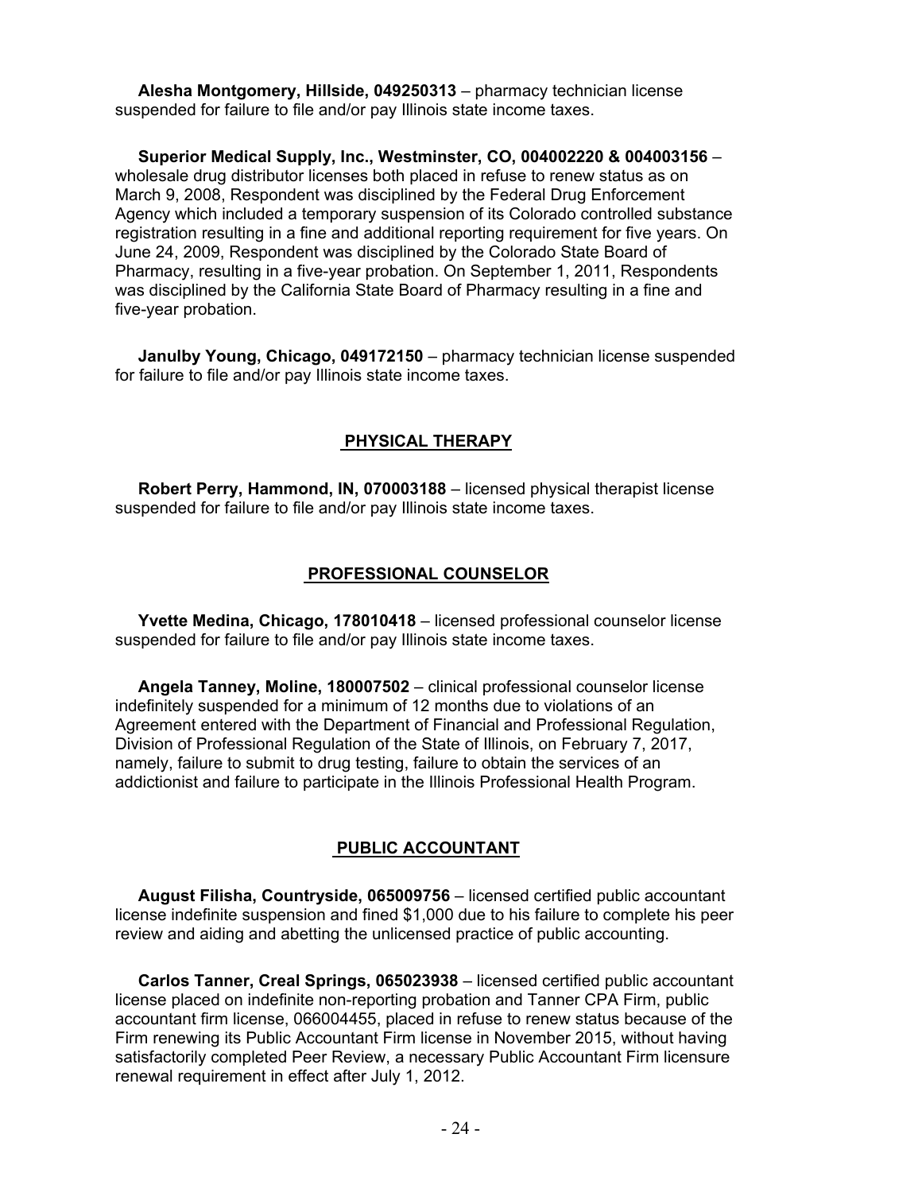**Alesha Montgomery, Hillside, 049250313** – pharmacy technician license suspended for failure to file and/or pay Illinois state income taxes.

**Superior Medical Supply, Inc., Westminster, CO, 004002220 & 004003156** – wholesale drug distributor licenses both placed in refuse to renew status as on March 9, 2008, Respondent was disciplined by the Federal Drug Enforcement Agency which included a temporary suspension of its Colorado controlled substance registration resulting in a fine and additional reporting requirement for five years. On June 24, 2009, Respondent was disciplined by the Colorado State Board of Pharmacy, resulting in a five-year probation. On September 1, 2011, Respondents was disciplined by the California State Board of Pharmacy resulting in a fine and five-year probation.

**Janulby Young, Chicago, 049172150** – pharmacy technician license suspended for failure to file and/or pay Illinois state income taxes.

## PHYSICAL THERAPY

**Robert Perry, Hammond, IN, 070003188** – licensed physical therapist license suspended for failure to file and/or pay Illinois state income taxes.

## PROFESSIONAL COUNSELOR

**Yvette Medina, Chicago, 178010418** – licensed professional counselor license suspended for failure to file and/or pay Illinois state income taxes.

**Angela Tanney, Moline, 180007502** – clinical professional counselor license indefinitely suspended for a minimum of 12 months due to violations of an Agreement entered with the Department of Financial and Professional Regulation, Division of Professional Regulation of the State of Illinois, on February 7, 2017, namely, failure to submit to drug testing, failure to obtain the services of an addictionist and failure to participate in the Illinois Professional Health Program.

## PUBLIC ACCOUNTANT

**August Filisha, Countryside, 065009756** – licensed certified public accountant license indefinite suspension and fined $1,000 due to his failure to complete his peer review and aiding and abetting the unlicensed practice of public accounting.

**Carlos Tanner, Creal Springs, 065023938** – licensed certified public accountant license placed on indefinite non-reporting probation and Tanner CPA Firm, public accountant firm license, 066004455, placed in refuse to renew status because of the Firm renewing its Public Accountant Firm license in November 2015, without having satisfactorily completed Peer Review, a necessary Public Accountant Firm licensure renewal requirement in effect after July 1, 2012.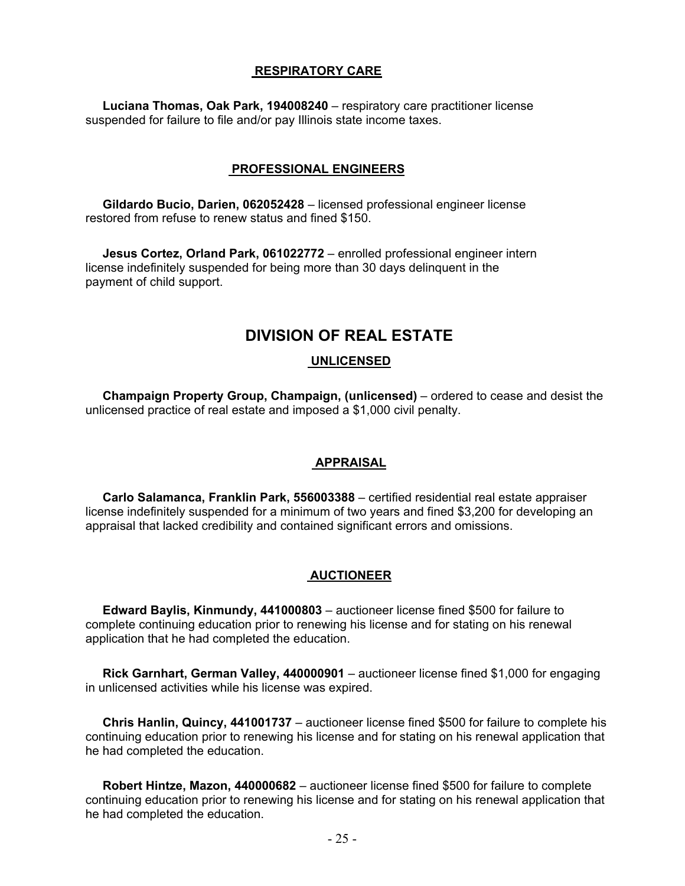### RESPIRATORY CARE

**Luciana Thomas, Oak Park, 194008240** – respiratory care practitioner license suspended for failure to file and/or pay Illinois state income taxes.

### PROFESSIONAL ENGINEERS

**Gildardo Bucio, Darien, 062052428** – licensed professional engineer license restored from refuse to renew status and fined $150.

**Jesus Cortez, Orland Park, 061022772** – enrolled professional engineer intern license indefinitely suspended for being more than 30 days delinquent in the payment of child support.

## DIVISION OF REAL ESTATE

### UNLICENSED

**Champaign Property Group, Champaign, (unlicensed)** – ordered to cease and desist the unlicensed practice of real estate and imposed a $1,000 civil penalty.

### APPRAISAL

**Carlo Salamanca, Franklin Park, 556003388** – certified residential real estate appraiser license indefinitely suspended for a minimum of two years and fined $3,200 for developing an appraisal that lacked credibility and contained significant errors and omissions.

### AUCTIONEER

**Edward Baylis, Kinmundy, 441000803** – auctioneer license fined $500 for failure to complete continuing education prior to renewing his license and for stating on his renewal application that he had completed the education.

**Rick Garnhart, German Valley, 440000901** – auctioneer license fined $1,000 for engaging in unlicensed activities while his license was expired.

**Chris Hanlin, Quincy, 441001737** – auctioneer license fined $500 for failure to complete his continuing education prior to renewing his license and for stating on his renewal application that he had completed the education.

**Robert Hintze, Mazon, 440000682** – auctioneer license fined $500 for failure to complete continuing education prior to renewing his license and for stating on his renewal application that he had completed the education.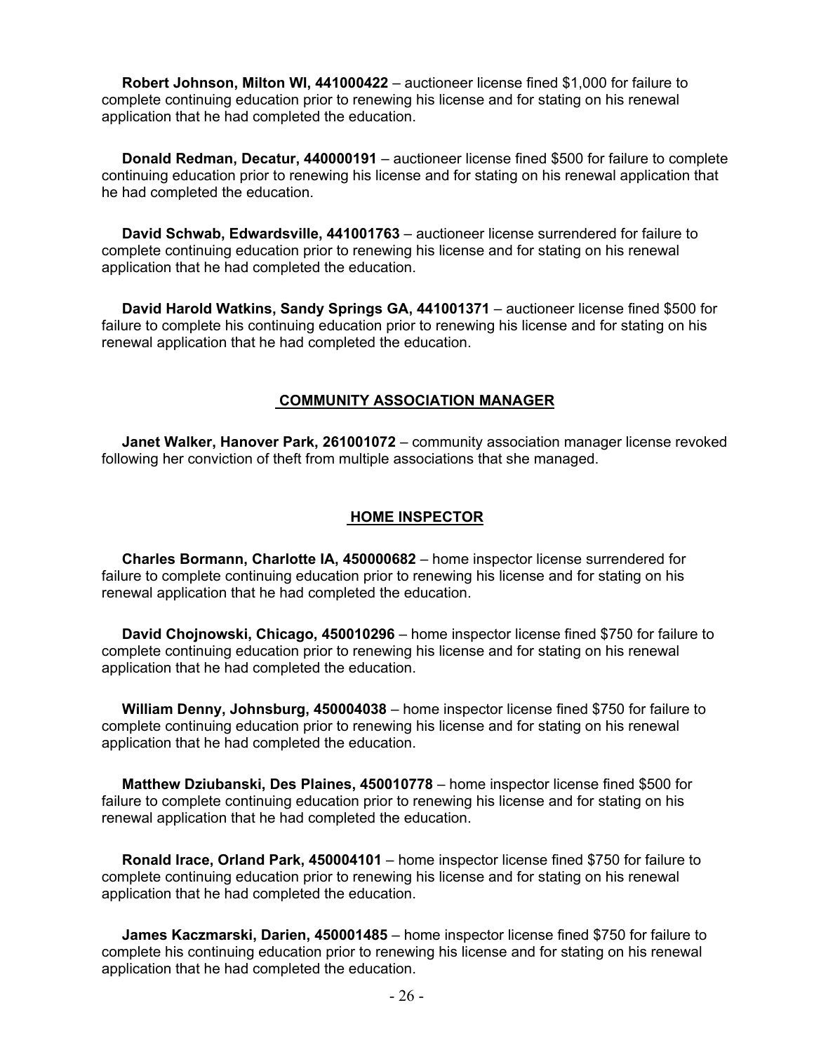**Robert Johnson, Milton WI, 441000422** – auctioneer license fined $1,000 for failure to complete continuing education prior to renewing his license and for stating on his renewal application that he had completed the education.

**Donald Redman, Decatur, 440000191** – auctioneer license fined $500 for failure to complete continuing education prior to renewing his license and for stating on his renewal application that he had completed the education.

**David Schwab, Edwardsville, 441001763** – auctioneer license surrendered for failure to complete continuing education prior to renewing his license and for stating on his renewal application that he had completed the education.

**David Harold Watkins, Sandy Springs GA, 441001371** – auctioneer license fined $500 for failure to complete his continuing education prior to renewing his license and for stating on his renewal application that he had completed the education.

## COMMUNITY ASSOCIATION MANAGER

**Janet Walker, Hanover Park, 261001072** – community association manager license revoked following her conviction of theft from multiple associations that she managed.

## HOME INSPECTOR

**Charles Bormann, Charlotte IA, 450000682** – home inspector license surrendered for failure to complete continuing education prior to renewing his license and for stating on his renewal application that he had completed the education.

**David Chojnowski, Chicago, 450010296** – home inspector license fined $750 for failure to complete continuing education prior to renewing his license and for stating on his renewal application that he had completed the education.

**William Denny, Johnsburg, 450004038** – home inspector license fined $750 for failure to complete continuing education prior to renewing his license and for stating on his renewal application that he had completed the education.

**Matthew Dziubanski, Des Plaines, 450010778** – home inspector license fined $500 for failure to complete continuing education prior to renewing his license and for stating on his renewal application that he had completed the education.

**Ronald Irace, Orland Park, 450004101** – home inspector license fined $750 for failure to complete continuing education prior to renewing his license and for stating on his renewal application that he had completed the education.

**James Kaczmarski, Darien, 450001485** – home inspector license fined $750 for failure to complete his continuing education prior to renewing his license and for stating on his renewal application that he had completed the education.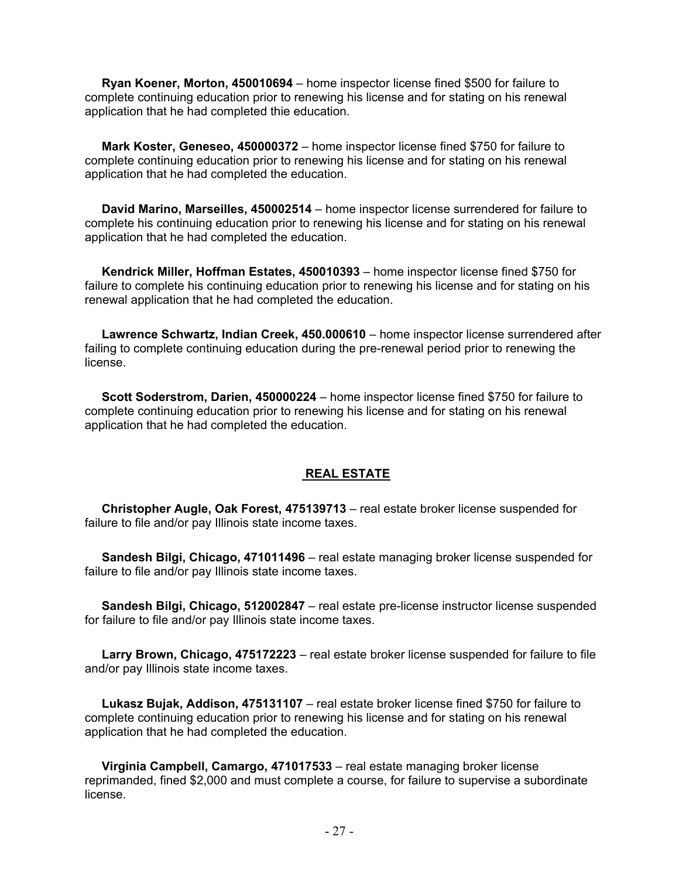**Ryan Koener, Morton, 450010694** – home inspector license fined $500 for failure to complete continuing education prior to renewing his license and for stating on his renewal application that he had completed thie education.

**Mark Koster, Geneseo, 450000372** – home inspector license fined $750 for failure to complete continuing education prior to renewing his license and for stating on his renewal application that he had completed the education.

**David Marino, Marseilles, 450002514** – home inspector license surrendered for failure to complete his continuing education prior to renewing his license and for stating on his renewal application that he had completed the education.

**Kendrick Miller, Hoffman Estates, 450010393** – home inspector license fined $750 for failure to complete his continuing education prior to renewing his license and for stating on his renewal application that he had completed the education.

**Lawrence Schwartz, Indian Creek, 450.000610** – home inspector license surrendered after failing to complete continuing education during the pre-renewal period prior to renewing the license.

**Scott Soderstrom, Darien, 450000224** – home inspector license fined $750 for failure to complete continuing education prior to renewing his license and for stating on his renewal application that he had completed the education.

## REAL ESTATE

**Christopher Augle, Oak Forest, 475139713** – real estate broker license suspended for failure to file and/or pay Illinois state income taxes.

**Sandesh Bilgi, Chicago, 471011496** – real estate managing broker license suspended for failure to file and/or pay Illinois state income taxes.

**Sandesh Bilgi, Chicago, 512002847** – real estate pre-license instructor license suspended for failure to file and/or pay Illinois state income taxes.

**Larry Brown, Chicago, 475172223** – real estate broker license suspended for failure to file and/or pay Illinois state income taxes.

**Lukasz Bujak, Addison, 475131107** – real estate broker license fined $750 for failure to complete continuing education prior to renewing his license and for stating on his renewal application that he had completed the education.

**Virginia Campbell, Camargo, 471017533** – real estate managing broker license reprimanded, fined $2,000 and must complete a course, for failure to supervise a subordinate license.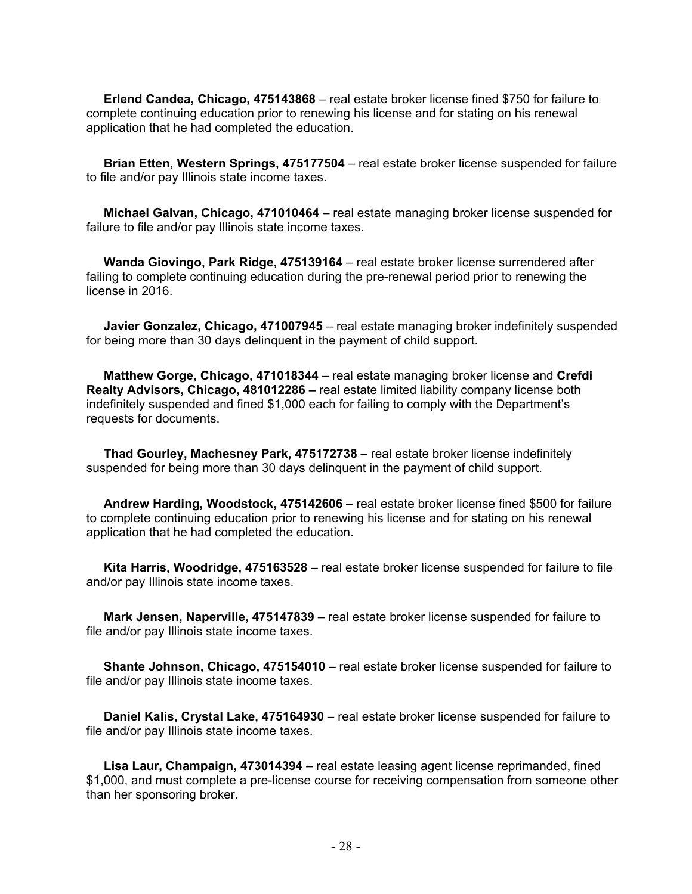**Erlend Candea, Chicago, 475143868** – real estate broker license fined $750 for failure to complete continuing education prior to renewing his license and for stating on his renewal application that he had completed the education.

**Brian Etten, Western Springs, 475177504** – real estate broker license suspended for failure to file and/or pay Illinois state income taxes.

**Michael Galvan, Chicago, 471010464** – real estate managing broker license suspended for failure to file and/or pay Illinois state income taxes.

**Wanda Giovingo, Park Ridge, 475139164** – real estate broker license surrendered after failing to complete continuing education during the pre-renewal period prior to renewing the license in 2016.

**Javier Gonzalez, Chicago, 471007945** – real estate managing broker indefinitely suspended for being more than 30 days delinquent in the payment of child support.

**Matthew Gorge, Chicago, 471018344** – real estate managing broker license and **Crefdi Realty Advisors, Chicago, 481012286 –** real estate limited liability company license both indefinitely suspended and fined $1,000 each for failing to comply with the Department's requests for documents.

**Thad Gourley, Machesney Park, 475172738** – real estate broker license indefinitely suspended for being more than 30 days delinquent in the payment of child support.

**Andrew Harding, Woodstock, 475142606** – real estate broker license fined $500 for failure to complete continuing education prior to renewing his license and for stating on his renewal application that he had completed the education.

**Kita Harris, Woodridge, 475163528** – real estate broker license suspended for failure to file and/or pay Illinois state income taxes.

**Mark Jensen, Naperville, 475147839** – real estate broker license suspended for failure to file and/or pay Illinois state income taxes.

**Shante Johnson, Chicago, 475154010** – real estate broker license suspended for failure to file and/or pay Illinois state income taxes.

**Daniel Kalis, Crystal Lake, 475164930** – real estate broker license suspended for failure to file and/or pay Illinois state income taxes.

**Lisa Laur, Champaign, 473014394** – real estate leasing agent license reprimanded, fined $1,000, and must complete a pre-license course for receiving compensation from someone other than her sponsoring broker.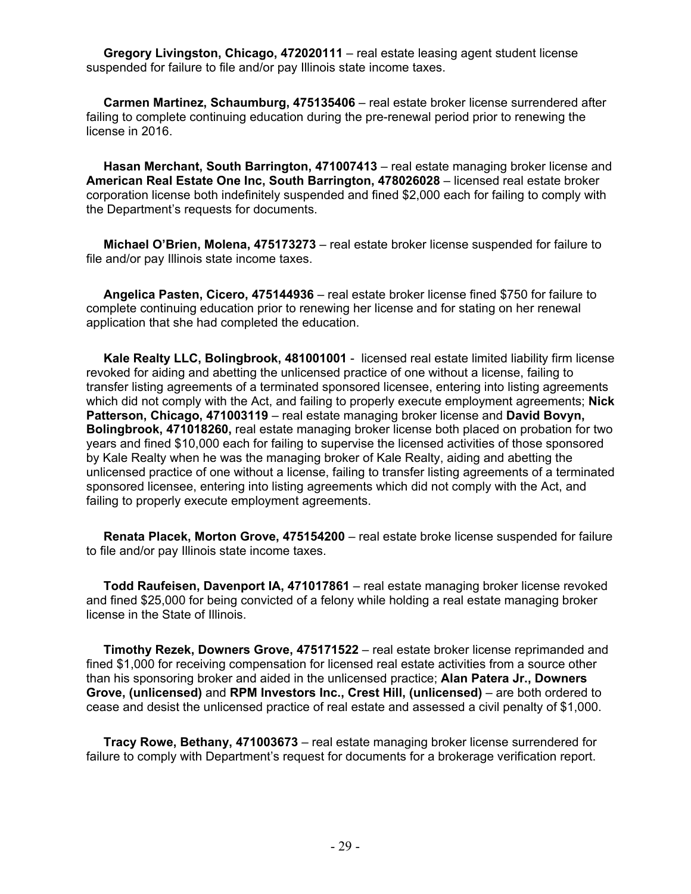**Gregory Livingston, Chicago, 472020111** – real estate leasing agent student license suspended for failure to file and/or pay Illinois state income taxes.

**Carmen Martinez, Schaumburg, 475135406** – real estate broker license surrendered after failing to complete continuing education during the pre-renewal period prior to renewing the license in 2016.

**Hasan Merchant, South Barrington, 471007413** – real estate managing broker license and **American Real Estate One Inc, South Barrington, 478026028** – licensed real estate broker corporation license both indefinitely suspended and fined $2,000 each for failing to comply with the Department's requests for documents.

**Michael O'Brien, Molena, 475173273** – real estate broker license suspended for failure to file and/or pay Illinois state income taxes.

**Angelica Pasten, Cicero, 475144936** – real estate broker license fined $750 for failure to complete continuing education prior to renewing her license and for stating on her renewal application that she had completed the education.

**Kale Realty LLC, Bolingbrook, 481001001** - licensed real estate limited liability firm license revoked for aiding and abetting the unlicensed practice of one without a license, failing to transfer listing agreements of a terminated sponsored licensee, entering into listing agreements which did not comply with the Act, and failing to properly execute employment agreements; **Nick Patterson, Chicago, 471003119** – real estate managing broker license and **David Bovyn, Bolingbrook, 471018260,** real estate managing broker license both placed on probation for two years and fined $10,000 each for failing to supervise the licensed activities of those sponsored by Kale Realty when he was the managing broker of Kale Realty, aiding and abetting the unlicensed practice of one without a license, failing to transfer listing agreements of a terminated sponsored licensee, entering into listing agreements which did not comply with the Act, and failing to properly execute employment agreements.

**Renata Placek, Morton Grove, 475154200** – real estate broke license suspended for failure to file and/or pay Illinois state income taxes.

**Todd Raufeisen, Davenport IA, 471017861** – real estate managing broker license revoked and fined $25,000 for being convicted of a felony while holding a real estate managing broker license in the State of Illinois.

**Timothy Rezek, Downers Grove, 475171522** – real estate broker license reprimanded and fined $1,000 for receiving compensation for licensed real estate activities from a source other than his sponsoring broker and aided in the unlicensed practice; **Alan Patera Jr., Downers Grove, (unlicensed)** and **RPM Investors Inc., Crest Hill, (unlicensed)** – are both ordered to cease and desist the unlicensed practice of real estate and assessed a civil penalty of $1,000.

**Tracy Rowe, Bethany, 471003673** – real estate managing broker license surrendered for failure to comply with Department's request for documents for a brokerage verification report.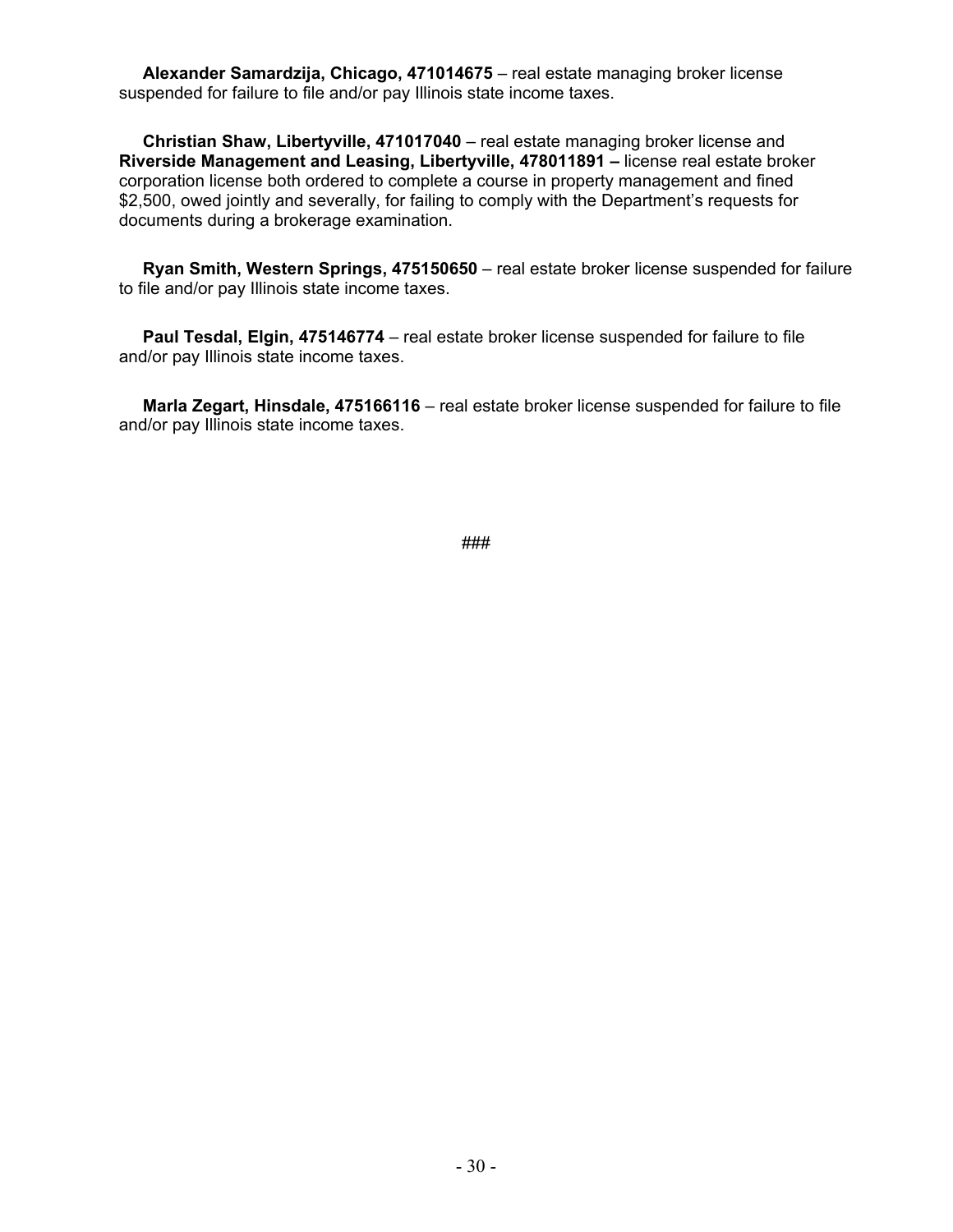**Alexander Samardzija, Chicago, 471014675** – real estate managing broker license suspended for failure to file and/or pay Illinois state income taxes.

**Christian Shaw, Libertyville, 471017040** – real estate managing broker license and **Riverside Management and Leasing, Libertyville, 478011891 –** license real estate broker corporation license both ordered to complete a course in property management and fined $2,500, owed jointly and severally, for failing to comply with the Department's requests for documents during a brokerage examination.

**Ryan Smith, Western Springs, 475150650** – real estate broker license suspended for failure to file and/or pay Illinois state income taxes.

**Paul Tesdal, Elgin, 475146774** – real estate broker license suspended for failure to file and/or pay Illinois state income taxes.

**Marla Zegart, Hinsdale, 475166116** – real estate broker license suspended for failure to file and/or pay Illinois state income taxes.

###